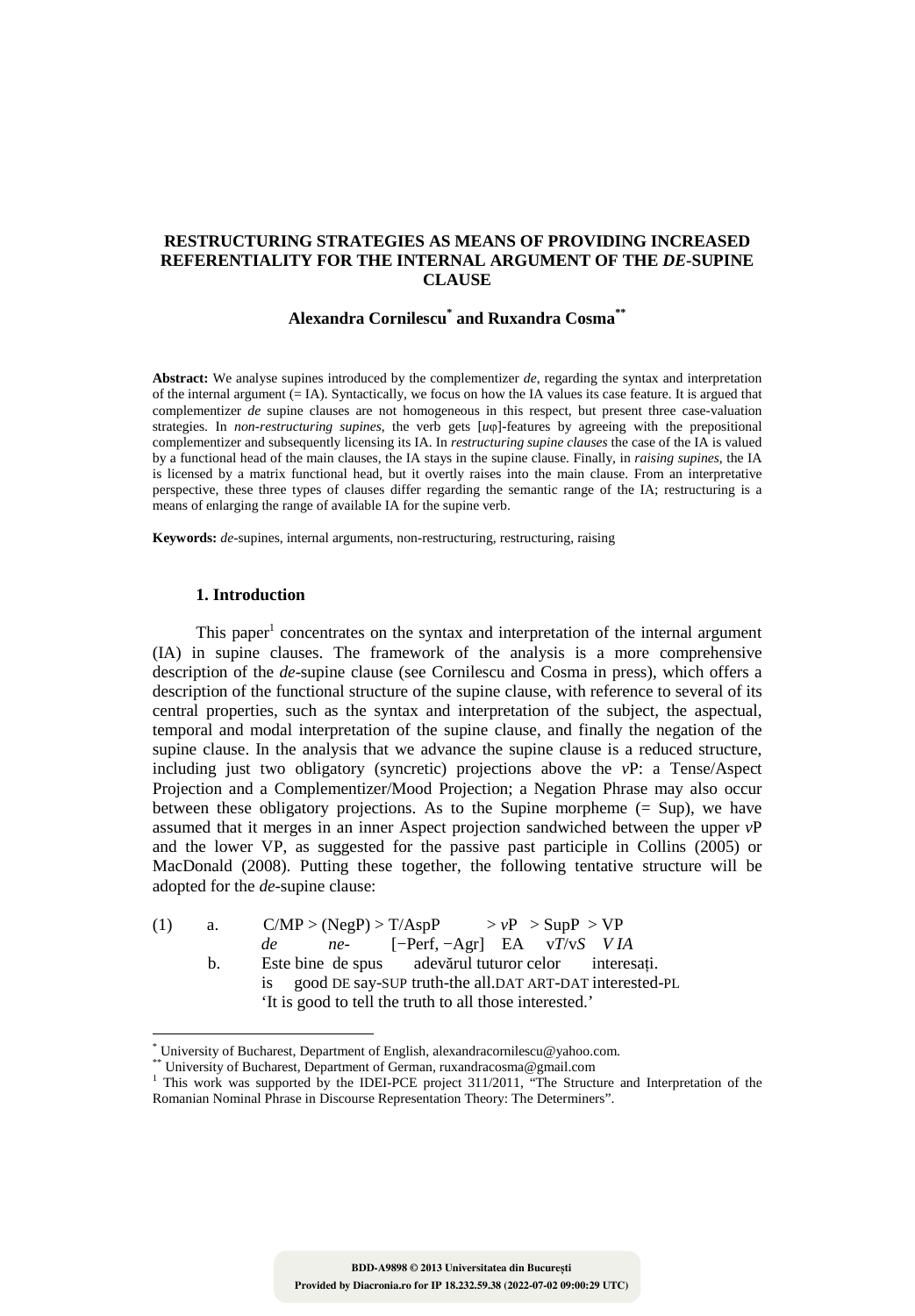# RESTRUCTURING STRATEGIES AS MEANS OF PROVIDING INCREASED REFERENTIALITY FOR THE INTERNAL ARGUMENT OF THE *DE*-SUPINE CLAUSE

**Alexandra Cornilescu[*] and Ruxandra Cosma[**]**

**Abstract:** We analyse supines introduced by the complementizer *de*, regarding the syntax and interpretation of the internal argument (= IA). Syntactically, we focus on how the IA values its case feature. It is argued that complementizer *de* supine clauses are not homogeneous in this respect, but present three case-valuation strategies. In *non-restructuring supines*, the verb gets [*u*φ]-features by agreeing with the prepositional complementizer and subsequently licensing its IA. In *restructuring supine clauses* the case of the IA is valued by a functional head of the main clauses, the IA stays in the supine clause. Finally, in *raising supines*, the IA is licensed by a matrix functional head, but it overtly raises into the main clause. From an interpretative perspective, these three types of clauses differ regarding the semantic range of the IA; restructuring is a means of enlarging the range of available IA for the supine verb.

**Keywords:** *de*-supines, internal arguments, non-restructuring, restructuring, raising

## 1. Introduction

This paper[1] concentrates on the syntax and interpretation of the internal argument (IA) in supine clauses. The framework of the analysis is a more comprehensive description of the *de*-supine clause (see Cornilescu and Cosma in press), which offers a description of the functional structure of the supine clause, with reference to several of its central properties, such as the syntax and interpretation of the subject, the aspectual, temporal and modal interpretation of the supine clause, and finally the negation of the supine clause. In the analysis that we advance the supine clause is a reduced structure, including just two obligatory (syncretic) projections above the *v*P: a Tense/Aspect Projection and a Complementizer/Mood Projection; a Negation Phrase may also occur between these obligatory projections. As to the Supine morpheme (= Sup), we have assumed that it merges in an inner Aspect projection sandwiched between the upper *v*P and the lower VP, as suggested for the passive past participle in Collins (2005) or MacDonald (2008). Putting these together, the following tentative structure will be adopted for the *de*-supine clause:

(1) a. C/MP > (NegP) > T/AspP > *v*P > SupP > VP
*de* *ne-* [−Perf, −Agr] EA v*T*/v*S* *V IA*

b. Este bine de spus adevărul tuturor celor interesați.
is good DE say-SUP truth-the all.DAT ART-DAT interested-PL
'It is good to tell the truth to all those interested.'

---

[*] University of Bucharest, Department of English, alexandracornilescu@yahoo.com.

[**] University of Bucharest, Department of German, ruxandracosma@gmail.com

[1] This work was supported by the IDEI-PCE project 311/2011, "The Structure and Interpretation of the Romanian Nominal Phrase in Discourse Representation Theory: The Determiners".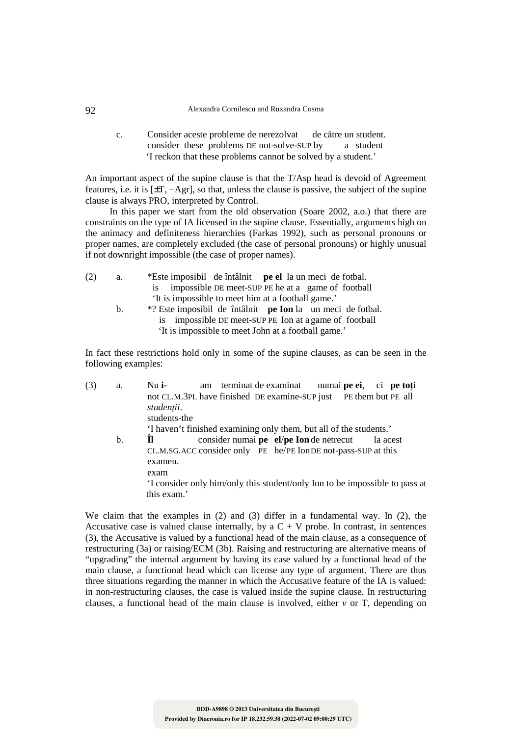c. Consider aceste probleme de nerezolvat de către un student.
consider these problems DE not-solve-SUP by a student
'I reckon that these problems cannot be solved by a student.'

An important aspect of the supine clause is that the T/Asp head is devoid of Agreement features, i.e. it is [±T, −Agr], so that, unless the clause is passive, the subject of the supine clause is always PRO, interpreted by Control.

In this paper we start from the old observation (Soare 2002, a.o.) that there are constraints on the type of IA licensed in the supine clause. Essentially, arguments high on the animacy and definiteness hierarchies (Farkas 1992), such as personal pronouns or proper names, are completely excluded (the case of personal pronouns) or highly unusual if not downright impossible (the case of proper names).

(2) a. *Este imposibil de întâlnit **pe el** la un meci de fotbal.
is impossible DE meet-SUP PE he at a game of football
'It is impossible to meet him at a football game.'

b. *? Este imposibil de întâlnit **pe Ion** la un meci de fotbal.
is impossible DE meet-SUP PE Ion at a game of football
'It is impossible to meet John at a football game.'

In fact these restrictions hold only in some of the supine clauses, as can be seen in the following examples:

(3) a. Nu **i-** am terminat de examinat numai **pe ei**, ci **pe toți** *studenții*.
not CL.M.3PL have finished DE examine-SUP just PE them but PE all students-the
'I haven't finished examining only them, but all of the students.'

b. **Îl** consider numai **pe el**/**pe Ion** de netrecut la acest examen.
CL.M.SG.ACC consider only PE he/PE Ion DE not-pass-SUP at this exam
'I consider only him/only this student/only Ion to be impossible to pass at this exam.'

We claim that the examples in (2) and (3) differ in a fundamental way. In (2), the Accusative case is valued clause internally, by a C + V probe. In contrast, in sentences (3), the Accusative is valued by a functional head of the main clause, as a consequence of restructuring (3a) or raising/ECM (3b). Raising and restructuring are alternative means of "upgrading" the internal argument by having its case valued by a functional head of the main clause, a functional head which can license any type of argument. There are thus three situations regarding the manner in which the Accusative feature of the IA is valued: in non-restructuring clauses, the case is valued inside the supine clause. In restructuring clauses, a functional head of the main clause is involved, either *v* or T, depending on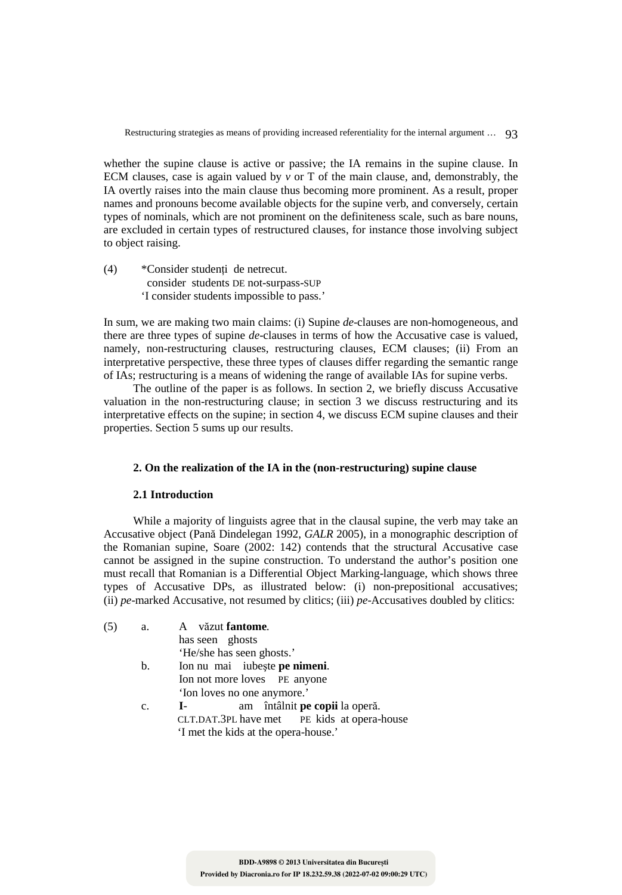whether the supine clause is active or passive; the IA remains in the supine clause. In ECM clauses, case is again valued by *v* or T of the main clause, and, demonstrably, the IA overtly raises into the main clause thus becoming more prominent. As a result, proper names and pronouns become available objects for the supine verb, and conversely, certain types of nominals, which are not prominent on the definiteness scale, such as bare nouns, are excluded in certain types of restructured clauses, for instance those involving subject to object raising.

(4) \*Consider studenți de netrecut.
consider students DE not-surpass-SUP
'I consider students impossible to pass.'

In sum, we are making two main claims: (i) Supine *de*-clauses are non-homogeneous, and there are three types of supine *de*-clauses in terms of how the Accusative case is valued, namely, non-restructuring clauses, restructuring clauses, ECM clauses; (ii) From an interpretative perspective, these three types of clauses differ regarding the semantic range of IAs; restructuring is a means of widening the range of available IAs for supine verbs.

The outline of the paper is as follows. In section 2, we briefly discuss Accusative valuation in the non-restructuring clause; in section 3 we discuss restructuring and its interpretative effects on the supine; in section 4, we discuss ECM supine clauses and their properties. Section 5 sums up our results.

## 2. On the realization of the IA in the (non-restructuring) supine clause

### 2.1 Introduction

While a majority of linguists agree that in the clausal supine, the verb may take an Accusative object (Pană Dindelegan 1992, *GALR* 2005), in a monographic description of the Romanian supine, Soare (2002: 142) contends that the structural Accusative case cannot be assigned in the supine construction. To understand the author's position one must recall that Romanian is a Differential Object Marking-language, which shows three types of Accusative DPs, as illustrated below: (i) non-prepositional accusatives; (ii) *pe*-marked Accusative, not resumed by clitics; (iii) *pe*-Accusatives doubled by clitics:

(5) a. A văzut **fantome**.
has seen ghosts
'He/she has seen ghosts.'

b. Ion nu mai iubește **pe nimeni**.
Ion not more loves PE anyone
'Ion loves no one anymore.'

c. **I-** am întâlnit **pe copii** la operă.
CLT.DAT.3PL have met PE kids at opera-house
'I met the kids at the opera-house.'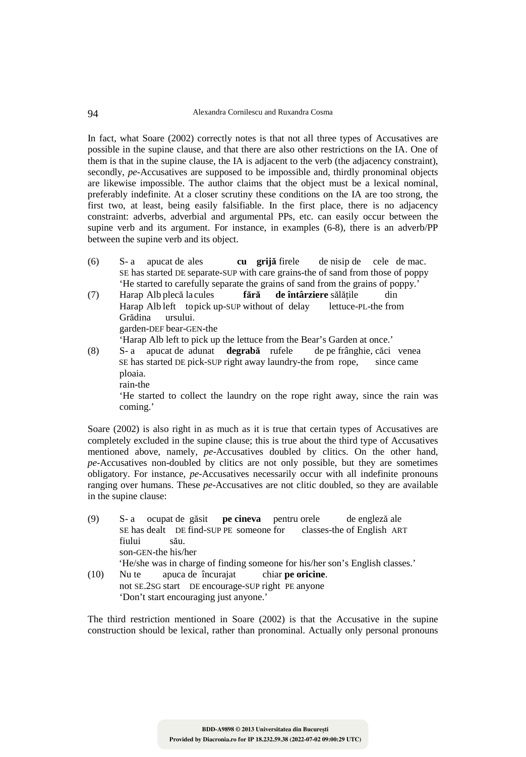In fact, what Soare (2002) correctly notes is that not all three types of Accusatives are possible in the supine clause, and that there are also other restrictions on the IA. One of them is that in the supine clause, the IA is adjacent to the verb (the adjacency constraint), secondly, *pe*-Accusatives are supposed to be impossible and, thirdly pronominal objects are likewise impossible. The author claims that the object must be a lexical nominal, preferably indefinite. At a closer scrutiny these conditions on the IA are too strong, the first two, at least, being easily falsifiable. In the first place, there is no adjacency constraint: adverbs, adverbial and argumental PPs, etc. can easily occur between the supine verb and its argument. For instance, in examples (6-8), there is an adverb/PP between the supine verb and its object.

(6) S- a apucat de ales **cu grijă** firele de nisip de cele de mac.
SE has started DE separate-SUP with care grains-the of sand from those of poppy
'He started to carefully separate the grains of sand from the grains of poppy.'

(7) Harap Alb plecă la cules **fără de întârziere** sălățile din Grădina ursului.
Harap Alb left to pick up-SUP without of delay lettuce-PL-the from garden-DEF bear-GEN-the
'Harap Alb left to pick up the lettuce from the Bear's Garden at once.'

(8) S- a apucat de adunat **degrabă** rufele de pe frânghie, căci venea ploaia.
SE has started DE pick-SUP right away laundry-the from rope, since came rain-the
'He started to collect the laundry on the rope right away, since the rain was coming.'

Soare (2002) is also right in as much as it is true that certain types of Accusatives are completely excluded in the supine clause; this is true about the third type of Accusatives mentioned above, namely, *pe*-Accusatives doubled by clitics. On the other hand, *pe*-Accusatives non-doubled by clitics are not only possible, but they are sometimes obligatory. For instance, *pe*-Accusatives necessarily occur with all indefinite pronouns ranging over humans. These *pe*-Accusatives are not clitic doubled, so they are available in the supine clause:

(9) S- a ocupat de găsit **pe cineva** pentru orele de engleză ale fiului său.
SE has dealt DE find-SUP PE someone for classes-the of English ART son-GEN-the his/her
'He/she was in charge of finding someone for his/her son's English classes.'

(10) Nu te apuca de încurajat chiar **pe oricine**.
not SE.2SG start DE encourage-SUP right PE anyone
'Don't start encouraging just anyone.'

The third restriction mentioned in Soare (2002) is that the Accusative in the supine construction should be lexical, rather than pronominal. Actually only personal pronouns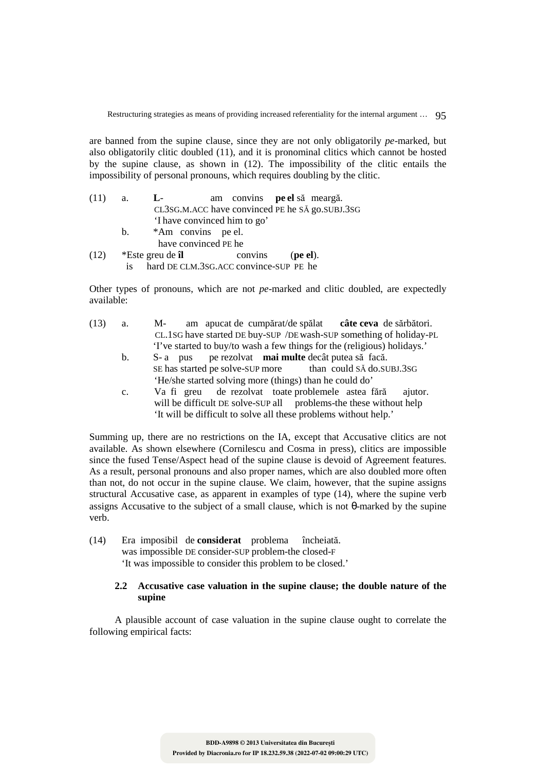are banned from the supine clause, since they are not only obligatorily *pe*-marked, but also obligatorily clitic doubled (11), and it is pronominal clitics which cannot be hosted by the supine clause, as shown in (12). The impossibility of the clitic entails the impossibility of personal pronouns, which requires doubling by the clitic.

(11) a. **L**- am convins **pe el** să meargă.
CL3SG.M.ACC have convinced PE he SĂ go.SUBJ.3SG
'I have convinced him to go'

b. *Am convins pe el.
have convinced PE he

(12) *Este greu de **îl** convins (**pe el**).
is hard DE CLM.3SG.ACC convince-SUP PE he

Other types of pronouns, which are not *pe*-marked and clitic doubled, are expectedly available:

(13) a. M- am apucat de cumpărat/de spălat **câte ceva** de sărbători.
CL.1SG have started DE buy-SUP /DE wash-SUP something of holiday-PL
'I've started to buy/to wash a few things for the (religious) holidays.'

b. S- a pus pe rezolvat **mai multe** decât putea să facă.
SE has started pe solve-SUP more than could SĂ do.SUBJ.3SG
'He/she started solving more (things) than he could do'

c. Va fi greu de rezolvat toate problemele astea fără ajutor.
will be difficult DE solve-SUP all problems-the these without help
'It will be difficult to solve all these problems without help.'

Summing up, there are no restrictions on the IA, except that Accusative clitics are not available. As shown elsewhere (Cornilescu and Cosma in press), clitics are impossible since the fused Tense/Aspect head of the supine clause is devoid of Agreement features. As a result, personal pronouns and also proper names, which are also doubled more often than not, do not occur in the supine clause. We claim, however, that the supine assigns structural Accusative case, as apparent in examples of type (14), where the supine verb assigns Accusative to the subject of a small clause, which is not θ-marked by the supine verb.

(14) Era imposibil de **considerat** problema încheiată.
was impossible DE consider-SUP problem-the closed-F
'It was impossible to consider this problem to be closed.'

### 2.2 Accusative case valuation in the supine clause; the double nature of the supine

A plausible account of case valuation in the supine clause ought to correlate the following empirical facts: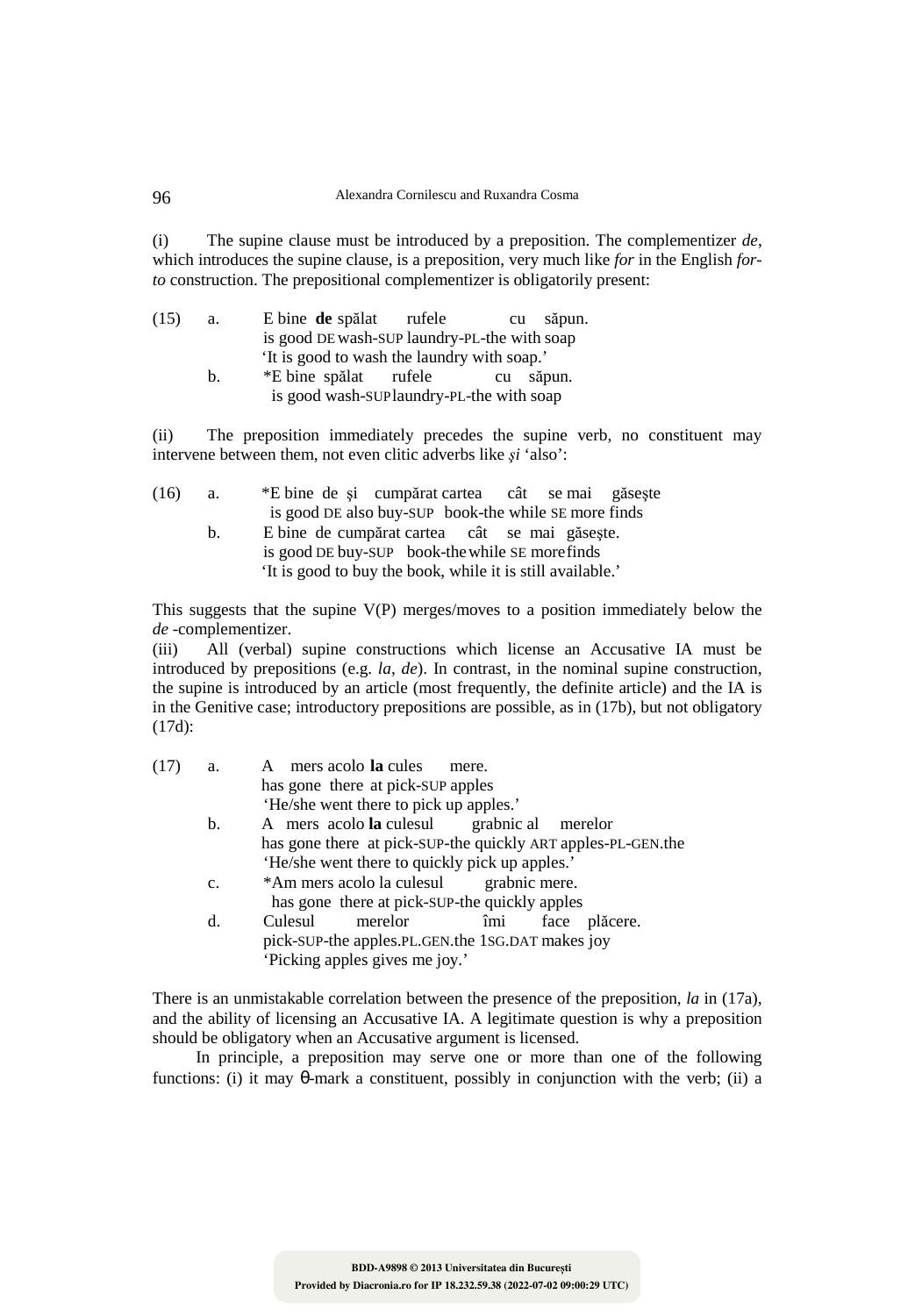(i) The supine clause must be introduced by a preposition. The complementizer *de*, which introduces the supine clause, is a preposition, very much like *for* in the English *for-to* construction. The prepositional complementizer is obligatorily present:

(15) a. E bine **de** spălat rufele cu săpun.
   is good DE wash-SUP laundry-PL-the with soap
   'It is good to wash the laundry with soap.'
  b. *E bine spălat rufele cu săpun.
   is good wash-SUP laundry-PL-the with soap

(ii) The preposition immediately precedes the supine verb, no constituent may intervene between them, not even clitic adverbs like *şi* 'also':

(16) a. *E bine de şi cumpărat cartea cât se mai găseşte
   is good DE also buy-SUP book-the while SE more finds
  b. E bine de cumpărat cartea cât se mai găseşte.
   is good DE buy-SUP book-the while SE more finds
   'It is good to buy the book, while it is still available.'

This suggests that the supine V(P) merges/moves to a position immediately below the *de* -complementizer.

(iii) All (verbal) supine constructions which license an Accusative IA must be introduced by prepositions (e.g. *la*, *de*). In contrast, in the nominal supine construction, the supine is introduced by an article (most frequently, the definite article) and the IA is in the Genitive case; introductory prepositions are possible, as in (17b), but not obligatory (17d):

(17) a. A mers acolo **la** cules mere.
   has gone there at pick-SUP apples
   'He/she went there to pick up apples.'
  b. A mers acolo **la** culesul grabnic al merelor
   has gone there at pick-SUP-the quickly ART apples-PL-GEN.the
   'He/she went there to quickly pick up apples.'
  c. *Am mers acolo la culesul grabnic mere.
   has gone there at pick-SUP-the quickly apples
  d. Culesul merelor îmi face plăcere.
   pick-SUP-the apples.PL.GEN.the 1SG.DAT makes joy
   'Picking apples gives me joy.'

There is an unmistakable correlation between the presence of the preposition, *la* in (17a), and the ability of licensing an Accusative IA. A legitimate question is why a preposition should be obligatory when an Accusative argument is licensed.

In principle, a preposition may serve one or more than one of the following functions: (i) it may θ-mark a constituent, possibly in conjunction with the verb; (ii) a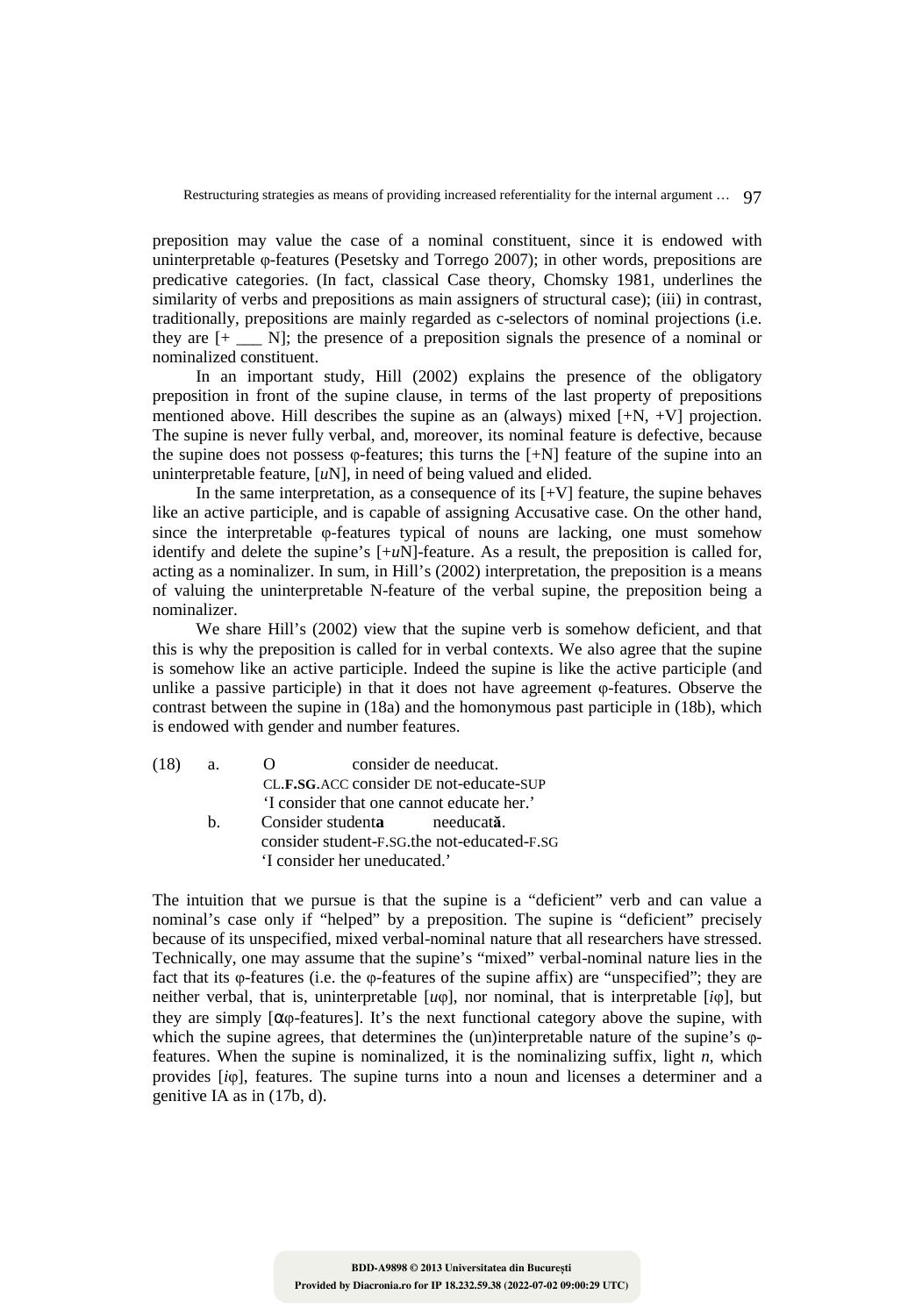preposition may value the case of a nominal constituent, since it is endowed with uninterpretable φ-features (Pesetsky and Torrego 2007); in other words, prepositions are predicative categories. (In fact, classical Case theory, Chomsky 1981, underlines the similarity of verbs and prepositions as main assigners of structural case); (iii) in contrast, traditionally, prepositions are mainly regarded as c-selectors of nominal projections (i.e. they are [+ ___ N]; the presence of a preposition signals the presence of a nominal or nominalized constituent.

In an important study, Hill (2002) explains the presence of the obligatory preposition in front of the supine clause, in terms of the last property of prepositions mentioned above. Hill describes the supine as an (always) mixed [+N, +V] projection. The supine is never fully verbal, and, moreover, its nominal feature is defective, because the supine does not possess φ-features; this turns the [+N] feature of the supine into an uninterpretable feature, [*u*N], in need of being valued and elided.

In the same interpretation, as a consequence of its [+V] feature, the supine behaves like an active participle, and is capable of assigning Accusative case. On the other hand, since the interpretable φ-features typical of nouns are lacking, one must somehow identify and delete the supine's [+*u*N]-feature. As a result, the preposition is called for, acting as a nominalizer. In sum, in Hill's (2002) interpretation, the preposition is a means of valuing the uninterpretable N-feature of the verbal supine, the preposition being a nominalizer.

We share Hill's (2002) view that the supine verb is somehow deficient, and that this is why the preposition is called for in verbal contexts. We also agree that the supine is somehow like an active participle. Indeed the supine is like the active participle (and unlike a passive participle) in that it does not have agreement φ-features. Observe the contrast between the supine in (18a) and the homonymous past participle in (18b), which is endowed with gender and number features.

(18) a. O consider de needucat.
CL.**F.SG**.ACC consider DE not-educate-SUP
'I consider that one cannot educate her.'

b. Consider student**a** needucat**ă**.
consider student-F.SG.the not-educated-F.SG
'I consider her uneducated.'

The intuition that we pursue is that the supine is a "deficient" verb and can value a nominal's case only if "helped" by a preposition. The supine is "deficient" precisely because of its unspecified, mixed verbal-nominal nature that all researchers have stressed. Technically, one may assume that the supine's "mixed" verbal-nominal nature lies in the fact that its φ-features (i.e. the φ-features of the supine affix) are "unspecified"; they are neither verbal, that is, uninterpretable [*u*φ], nor nominal, that is interpretable [*i*φ], but they are simply [αφ-features]. It's the next functional category above the supine, with which the supine agrees, that determines the (un)interpretable nature of the supine's φ-features. When the supine is nominalized, it is the nominalizing suffix, light *n*, which provides [*i*φ], features. The supine turns into a noun and licenses a determiner and a genitive IA as in (17b, d).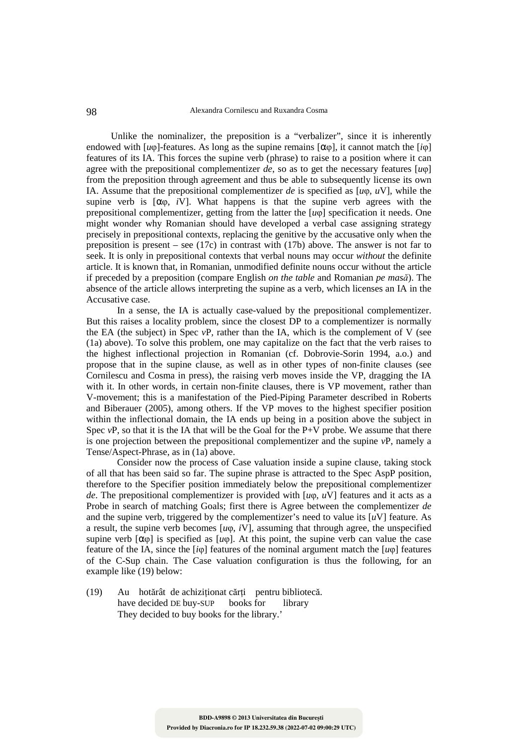Unlike the nominalizer, the preposition is a "verbalizer", since it is inherently endowed with [*u*φ]-features. As long as the supine remains [αφ], it cannot match the [*i*φ] features of its IA. This forces the supine verb (phrase) to raise to a position where it can agree with the prepositional complementizer *de*, so as to get the necessary features [*u*φ] from the preposition through agreement and thus be able to subsequently license its own IA. Assume that the prepositional complementizer *de* is specified as [*u*φ, *u*V], while the supine verb is [αφ, *i*V]. What happens is that the supine verb agrees with the prepositional complementizer, getting from the latter the [*u*φ] specification it needs. One might wonder why Romanian should have developed a verbal case assigning strategy precisely in prepositional contexts, replacing the genitive by the accusative only when the preposition is present – see (17c) in contrast with (17b) above. The answer is not far to seek. It is only in prepositional contexts that verbal nouns may occur *without* the definite article. It is known that, in Romanian, unmodified definite nouns occur without the article if preceded by a preposition (compare English *on the table* and Romanian *pe masă*). The absence of the article allows interpreting the supine as a verb, which licenses an IA in the Accusative case.

In a sense, the IA is actually case-valued by the prepositional complementizer. But this raises a locality problem, since the closest DP to a complementizer is normally the EA (the subject) in Spec *v*P, rather than the IA, which is the complement of V (see (1a) above). To solve this problem, one may capitalize on the fact that the verb raises to the highest inflectional projection in Romanian (cf. Dobrovie-Sorin 1994, a.o.) and propose that in the supine clause, as well as in other types of non-finite clauses (see Cornilescu and Cosma in press), the raising verb moves inside the VP, dragging the IA with it. In other words, in certain non-finite clauses, there is VP movement, rather than V-movement; this is a manifestation of the Pied-Piping Parameter described in Roberts and Biberauer (2005), among others. If the VP moves to the highest specifier position within the inflectional domain, the IA ends up being in a position above the subject in Spec *v*P, so that it is the IA that will be the Goal for the P+V probe. We assume that there is one projection between the prepositional complementizer and the supine *v*P, namely a Tense/Aspect-Phrase, as in (1a) above.

Consider now the process of Case valuation inside a supine clause, taking stock of all that has been said so far. The supine phrase is attracted to the Spec AspP position, therefore to the Specifier position immediately below the prepositional complementizer *de*. The prepositional complementizer is provided with [*u*φ, *u*V] features and it acts as a Probe in search of matching Goals; first there is Agree between the complementizer *de* and the supine verb, triggered by the complementizer's need to value its [*u*V] feature. As a result, the supine verb becomes [*u*φ, *i*V], assuming that through agree, the unspecified supine verb [αφ] is specified as [*u*φ]. At this point, the supine verb can value the case feature of the IA, since the [*i*φ] features of the nominal argument match the [*u*φ] features of the C-Sup chain. The Case valuation configuration is thus the following, for an example like (19) below:

(19) Au hotărât de achiziționat cărți pentru bibliotecă.
have decided DE buy-SUP books for library
They decided to buy books for the library.'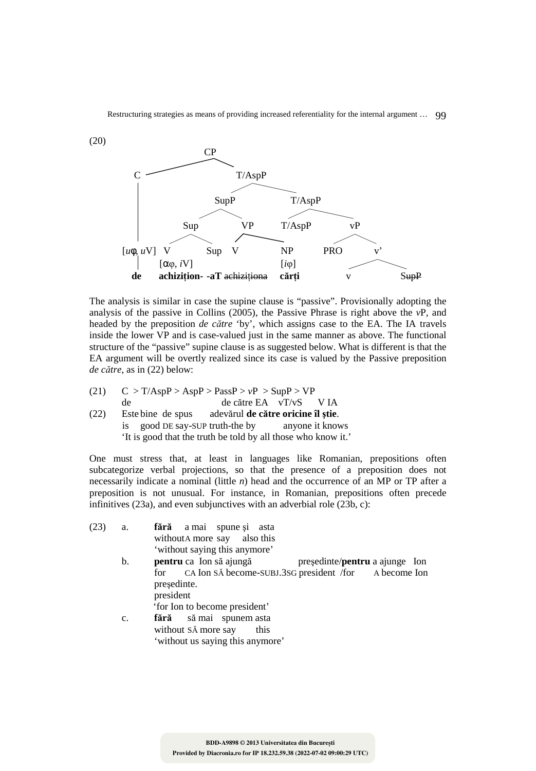(20)

```
                         CP
        C ─────────────────────── T/AspP
        │                  SupP              T/AspP
        │               Sup      VP       T/AspP      vP
        │             V    Sup  V    NP          PRO     v'
     [uφ, uV]    [αφ, iV]            [iφ]              v      SupP
        de      achiziţion- -aT achiziţiona  cărţi
```

The analysis is similar in case the supine clause is "passive". Provisionally adopting the analysis of the passive in Collins (2005), the Passive Phrase is right above the *v*P, and headed by the preposition *de către* 'by', which assigns case to the EA. The IA travels inside the lower VP and is case-valued just in the same manner as above. The functional structure of the "passive" supine clause is as suggested below. What is different is that the EA argument will be overtly realized since its case is valued by the Passive preposition *de către*, as in (22) below:

(21) C > T/AspP > AspP > PassP > *v*P > SupP > VP
de de către EA vT/vS V IA

(22) Este bine de spus adevărul **de către oricine îl ştie**.
is good DE say-SUP truth-the by anyone it knows
'It is good that the truth be told by all those who know it.'

One must stress that, at least in languages like Romanian, prepositions often subcategorize verbal projections, so that the presence of a preposition does not necessarily indicate a nominal (little *n*) head and the occurrence of an MP or TP after a preposition is not unusual. For instance, in Romanian, prepositions often precede infinitives (23a), and even subjunctives with an adverbial role (23b, c):

(23) a. **fără** a mai spune şi asta
without A more say also this
'without saying this anymore'

b. **pentru** ca Ion să ajungă preşedinte/**pentru** a ajunge Ion preşedinte.
for CA Ion SĂ become-SUBJ.3SG president /for A become Ion president
'for Ion to become president'

c. **fără** să mai spunem asta
without SĂ more say this
'without us saying this anymore'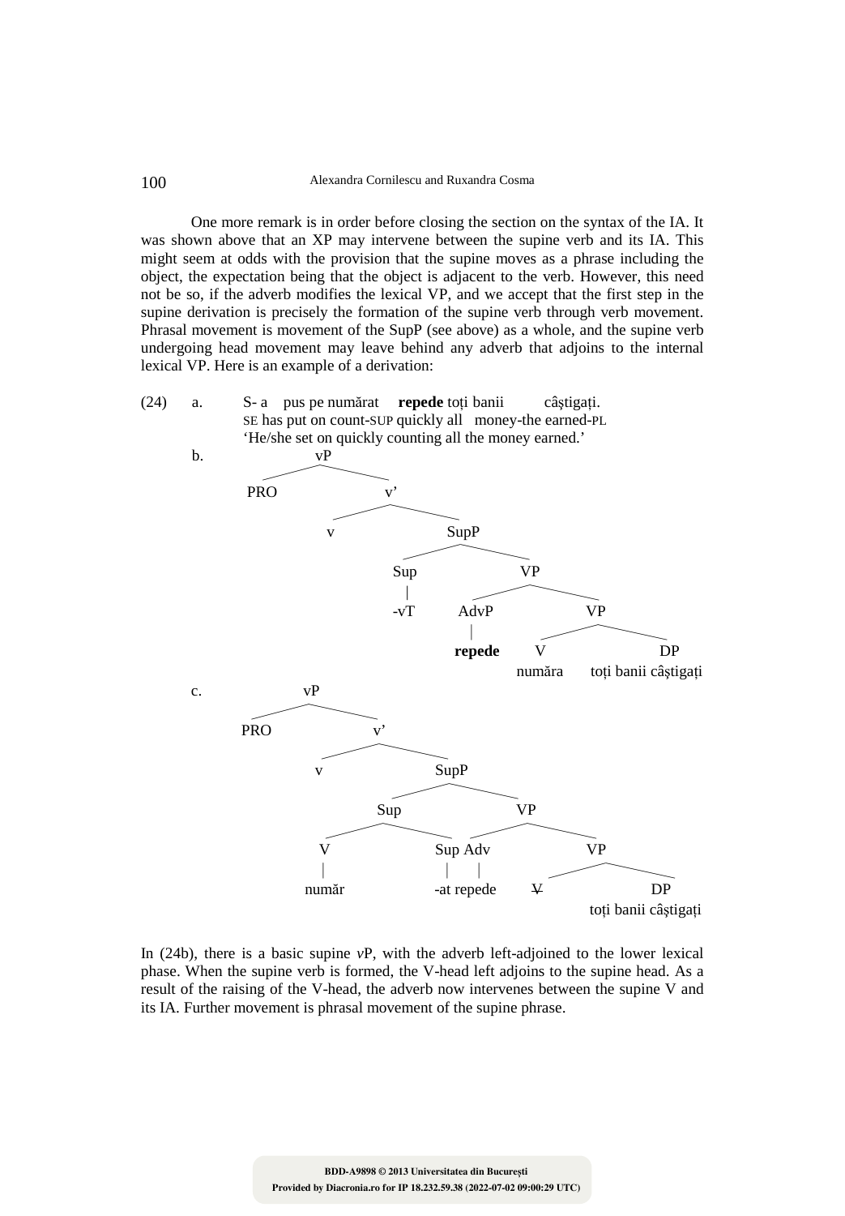One more remark is in order before closing the section on the syntax of the IA. It was shown above that an XP may intervene between the supine verb and its IA. This might seem at odds with the provision that the supine moves as a phrase including the object, the expectation being that the object is adjacent to the verb. However, this need not be so, if the adverb modifies the lexical VP, and we accept that the first step in the supine derivation is precisely the formation of the supine verb through verb movement. Phrasal movement is movement of the SupP (see above) as a whole, and the supine verb undergoing head movement may leave behind any adverb that adjoins to the internal lexical VP. Here is an example of a derivation:

(24) a. S- a pus pe numărat **repede** toți banii câștigați.
SE has put on count-SUP quickly all money-the earned-PL
'He/she set on quickly counting all the money earned.'

b.
```
[vP PRO [v' v [SupP [Sup -vT] [VP [AdvP repede] [VP [V număra] [DP toți banii câștigați]]]]]]
```

c.
```
[vP PRO [v' v [SupP [Sup [V număr] [Sup -at]] [VP [Adv repede] [VP [V ~~V~~] [DP toți banii câștigați]]]]]]
```

In (24b), there is a basic supine *v*P, with the adverb left-adjoined to the lower lexical phase. When the supine verb is formed, the V-head left adjoins to the supine head. As a result of the raising of the V-head, the adverb now intervenes between the supine V and its IA. Further movement is phrasal movement of the supine phrase.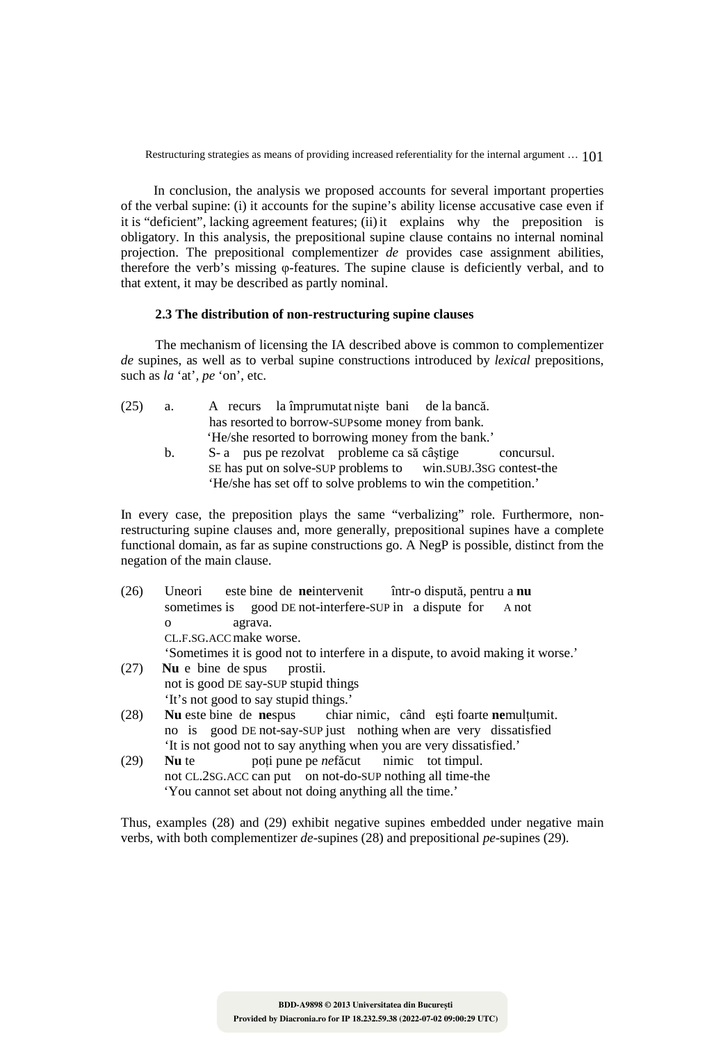In conclusion, the analysis we proposed accounts for several important properties of the verbal supine: (i) it accounts for the supine's ability license accusative case even if it is "deficient", lacking agreement features; (ii) it explains why the preposition is obligatory. In this analysis, the prepositional supine clause contains no internal nominal projection. The prepositional complementizer *de* provides case assignment abilities, therefore the verb's missing φ-features. The supine clause is deficiently verbal, and to that extent, it may be described as partly nominal.

### 2.3 The distribution of non-restructuring supine clauses

The mechanism of licensing the IA described above is common to complementizer *de* supines, as well as to verbal supine constructions introduced by *lexical* prepositions, such as *la* 'at', *pe* 'on', etc.

(25) a. A recurs la împrumutat nişte bani de la bancă.
has resorted to borrow-SUP some money from bank.
'He/she resorted to borrowing money from the bank.'

b. S- a pus pe rezolvat probleme ca să câştige concursul.
SE has put on solve-SUP problems to win.SUBJ.3SG contest-the
'He/she has set off to solve problems to win the competition.'

In every case, the preposition plays the same "verbalizing" role. Furthermore, non-restructuring supine clauses and, more generally, prepositional supines have a complete functional domain, as far as supine constructions go. A NegP is possible, distinct from the negation of the main clause.

(26) Uneori este bine de **ne**intervenit într-o dispută, pentru a **nu** o agrava.
sometimes is good DE not-interfere-SUP in a dispute for A not CL.F.SG.ACC make worse.
'Sometimes it is good not to interfere in a dispute, to avoid making it worse.'

(27) **Nu** e bine de spus prostii.
not is good DE say-SUP stupid things
'It's not good to say stupid things.'

(28) **Nu** este bine de **ne**spus chiar nimic, când eşti foarte **ne**mulțumit.
no is good DE not-say-SUP just nothing when are very dissatisfied
'It is not good not to say anything when you are very dissatisfied.'

(29) **Nu** te poți pune pe *ne*făcut nimic tot timpul.
not CL.2SG.ACC can put on not-do-SUP nothing all time-the
'You cannot set about not doing anything all the time.'

Thus, examples (28) and (29) exhibit negative supines embedded under negative main verbs, with both complementizer *de*-supines (28) and prepositional *pe*-supines (29).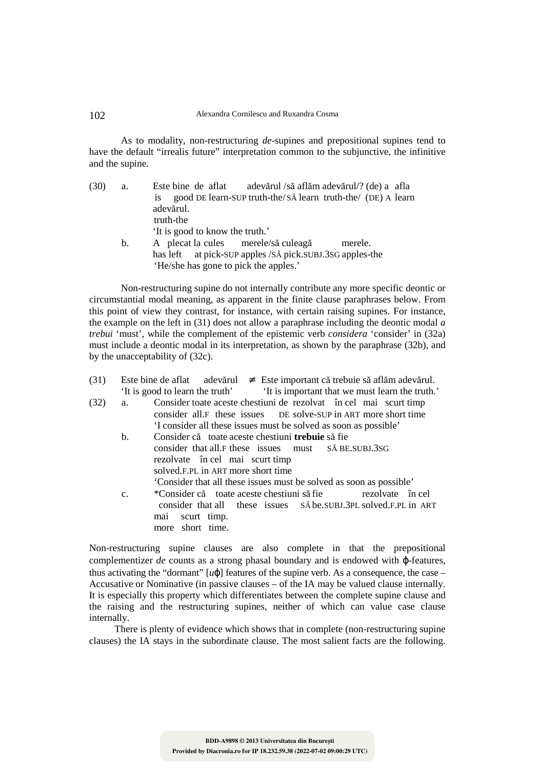As to modality, non-restructuring *de*-supines and prepositional supines tend to have the default "irrealis future" interpretation common to the subjunctive, the infinitive and the supine.

(30) a. Este bine de aflat adevărul /să aflăm adevărul/? (de) a afla adevărul.
is good DE learn-SUP truth-the/ SĂ learn truth-the/ (DE) A learn truth-the
'It is good to know the truth.'

b. A plecat la cules merele/să culeagă merele.
has left at pick-SUP apples /SĂ pick.SUBJ.3SG apples-the
'He/she has gone to pick the apples.'

Non-restructuring supine do not internally contribute any more specific deontic or circumstantial modal meaning, as apparent in the finite clause paraphrases below. From this point of view they contrast, for instance, with certain raising supines. For instance, the example on the left in (31) does not allow a paraphrase including the deontic modal *a trebui* 'must', while the complement of the epistemic verb *considera* 'consider' in (32a) must include a deontic modal in its interpretation, as shown by the paraphrase (32b), and by the unacceptability of (32c).

(31) Este bine de aflat adevărul ≠ Este important că trebuie să aflăm adevărul.
'It is good to learn the truth' 'It is important that we must learn the truth.'

(32) a. Consider toate aceste chestiuni de rezolvat în cel mai scurt timp
consider all.F these issues DE solve-SUP in ART more short time
'I consider all these issues must be solved as soon as possible'

b. Consider că toate aceste chestiuni **trebuie** să fie rezolvate în cel mai scurt timp
consider that all.F these issues must SĂ BE.SUBJ.3SG solved.F.PL in ART more short time
'Consider that all these issues must be solved as soon as possible'

c. *Consider că toate aceste chestiuni să fie rezolvate în cel mai scurt timp.
consider that all these issues SĂ be.SUBJ.3PL solved.F.PL in ART more short time.

Non-restructuring supine clauses are also complete in that the prepositional complementizer *de* counts as a strong phasal boundary and is endowed with $\varphi$-features, thus activating the "dormant" [$u\varphi$] features of the supine verb. As a consequence, the case – Accusative or Nominative (in passive clauses – of the IA may be valued clause internally. It is especially this property which differentiates between the complete supine clause and the raising and the restructuring supines, neither of which can value case clause internally.

There is plenty of evidence which shows that in complete (non-restructuring supine clauses) the IA stays in the subordinate clause. The most salient facts are the following.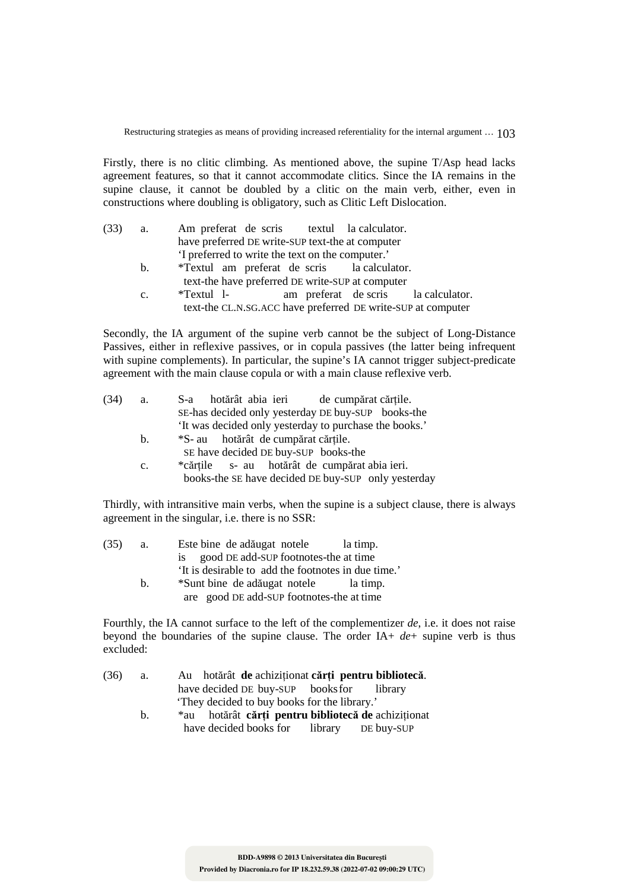Firstly, there is no clitic climbing. As mentioned above, the supine T/Asp head lacks agreement features, so that it cannot accommodate clitics. Since the IA remains in the supine clause, it cannot be doubled by a clitic on the main verb, either, even in constructions where doubling is obligatory, such as Clitic Left Dislocation.

(33) a. Am preferat de scris textul la calculator.
have preferred DE write-SUP text-the at computer
'I preferred to write the text on the computer.'

b. *Textul am preferat de scris la calculator.
text-the have preferred DE write-SUP at computer

c. *Textul l- am preferat de scris la calculator.
text-the CL.N.SG.ACC have preferred DE write-SUP at computer

Secondly, the IA argument of the supine verb cannot be the subject of Long-Distance Passives, either in reflexive passives, or in copula passives (the latter being infrequent with supine complements). In particular, the supine's IA cannot trigger subject-predicate agreement with the main clause copula or with a main clause reflexive verb.

(34) a. S-a hotărât abia ieri de cumpărat cărțile.
SE-has decided only yesterday DE buy-SUP books-the
'It was decided only yesterday to purchase the books.'

b. *S- au hotărât de cumpărat cărțile.
SE have decided DE buy-SUP books-the

c. *cărțile s- au hotărât de cumpărat abia ieri.
books-the SE have decided DE buy-SUP only yesterday

Thirdly, with intransitive main verbs, when the supine is a subject clause, there is always agreement in the singular, i.e. there is no SSR:

(35) a. Este bine de adăugat notele la timp.
is good DE add-SUP footnotes-the at time
'It is desirable to add the footnotes in due time.'

b. *Sunt bine de adăugat notele la timp.
are good DE add-SUP footnotes-the at time

Fourthly, the IA cannot surface to the left of the complementizer *de*, i.e. it does not raise beyond the boundaries of the supine clause. The order IA+ *de*+ supine verb is thus excluded:

(36) a. Au hotărât **de** achiziționat **cărți pentru bibliotecă**.
have decided DE buy-SUP books for library
'They decided to buy books for the library.'

b. *au hotărât **cărți pentru bibliotecă de** achiziționat
have decided books for library DE buy-SUP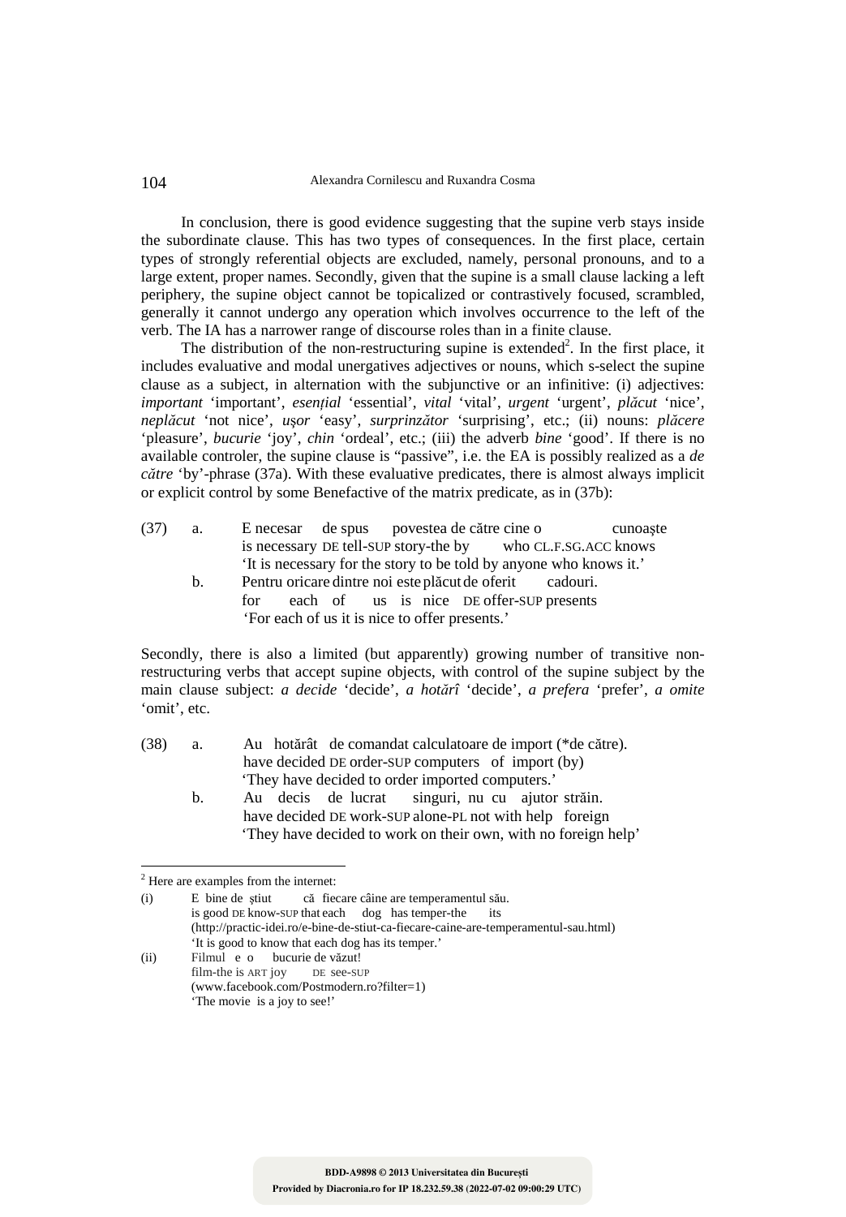In conclusion, there is good evidence suggesting that the supine verb stays inside the subordinate clause. This has two types of consequences. In the first place, certain types of strongly referential objects are excluded, namely, personal pronouns, and to a large extent, proper names. Secondly, given that the supine is a small clause lacking a left periphery, the supine object cannot be topicalized or contrastively focused, scrambled, generally it cannot undergo any operation which involves occurrence to the left of the verb. The IA has a narrower range of discourse roles than in a finite clause.

The distribution of the non-restructuring supine is extended[2]. In the first place, it includes evaluative and modal unergatives adjectives or nouns, which s-select the supine clause as a subject, in alternation with the subjunctive or an infinitive: (i) adjectives: *important* 'important', *esențial* 'essential', *vital* 'vital', *urgent* 'urgent', *plăcut* 'nice', *neplăcut* 'not nice', *ușor* 'easy', *surprinzător* 'surprising', etc.; (ii) nouns: *plăcere* 'pleasure', *bucurie* 'joy', *chin* 'ordeal', etc.; (iii) the adverb *bine* 'good'. If there is no available controler, the supine clause is "passive", i.e. the EA is possibly realized as a *de către* 'by'-phrase (37a). With these evaluative predicates, there is almost always implicit or explicit control by some Benefactive of the matrix predicate, as in (37b):

(37) a. E necesar de spus povestea de către cine o cunoaște
is necessary DE tell-SUP story-the by who CL.F.SG.ACC knows
'It is necessary for the story to be told by anyone who knows it.'

b. Pentru oricare dintre noi este plăcut de oferit cadouri.
for each of us is nice DE offer-SUP presents
'For each of us it is nice to offer presents.'

Secondly, there is also a limited (but apparently) growing number of transitive non-restructuring verbs that accept supine objects, with control of the supine subject by the main clause subject: *a decide* 'decide', *a hotărî* 'decide', *a prefera* 'prefer', *a omite* 'omit', etc.

(38) a. Au hotărât de comandat calculatoare de import (*de către).
have decided DE order-SUP computers of import (by)
'They have decided to order imported computers.'

b. Au decis de lucrat singuri, nu cu ajutor străin.
have decided DE work-SUP alone-PL not with help foreign
'They have decided to work on their own, with no foreign help'

---

[2] Here are examples from the internet:

(i) E bine de știut că fiecare câine are temperamentul său.
is good DE know-SUP that each dog has temper-the its
(http://practic-idei.ro/e-bine-de-stiut-ca-fiecare-caine-are-temperamentul-sau.html)
'It is good to know that each dog has its temper.'

(ii) Filmul e o bucurie de văzut!
film-the is ART joy DE see-SUP
(www.facebook.com/Postmodern.ro?filter=1)
'The movie is a joy to see!'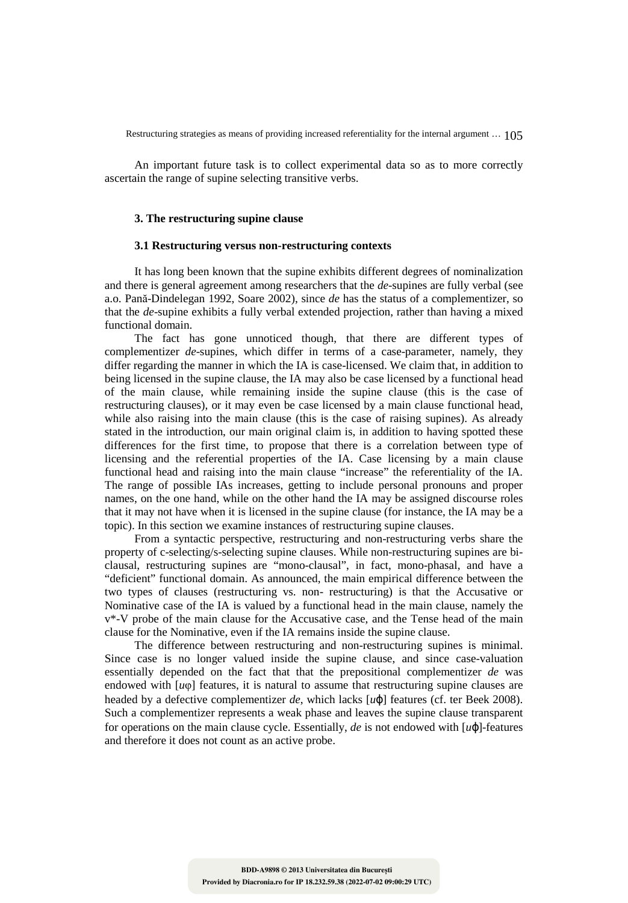An important future task is to collect experimental data so as to more correctly ascertain the range of supine selecting transitive verbs.

### 3. The restructuring supine clause

#### 3.1 Restructuring versus non-restructuring contexts

It has long been known that the supine exhibits different degrees of nominalization and there is general agreement among researchers that the *de*-supines are fully verbal (see a.o. Pană-Dindelegan 1992, Soare 2002), since *de* has the status of a complementizer, so that the *de*-supine exhibits a fully verbal extended projection, rather than having a mixed functional domain.

The fact has gone unnoticed though, that there are different types of complementizer *de*-supines, which differ in terms of a case-parameter, namely, they differ regarding the manner in which the IA is case-licensed. We claim that, in addition to being licensed in the supine clause, the IA may also be case licensed by a functional head of the main clause, while remaining inside the supine clause (this is the case of restructuring clauses), or it may even be case licensed by a main clause functional head, while also raising into the main clause (this is the case of raising supines). As already stated in the introduction, our main original claim is, in addition to having spotted these differences for the first time, to propose that there is a correlation between type of licensing and the referential properties of the IA. Case licensing by a main clause functional head and raising into the main clause "increase" the referentiality of the IA. The range of possible IAs increases, getting to include personal pronouns and proper names, on the one hand, while on the other hand the IA may be assigned discourse roles that it may not have when it is licensed in the supine clause (for instance, the IA may be a topic). In this section we examine instances of restructuring supine clauses.

From a syntactic perspective, restructuring and non-restructuring verbs share the property of c-selecting/s-selecting supine clauses. While non-restructuring supines are bi-clausal, restructuring supines are "mono-clausal", in fact, mono-phasal, and have a "deficient" functional domain. As announced, the main empirical difference between the two types of clauses (restructuring vs. non- restructuring) is that the Accusative or Nominative case of the IA is valued by a functional head in the main clause, namely the v\*-V probe of the main clause for the Accusative case, and the Tense head of the main clause for the Nominative, even if the IA remains inside the supine clause.

The difference between restructuring and non-restructuring supines is minimal. Since case is no longer valued inside the supine clause, and since case-valuation essentially depended on the fact that that the prepositional complementizer *de* was endowed with [*u*φ] features, it is natural to assume that restructuring supine clauses are headed by a defective complementizer *de*, which lacks [*u*φ] features (cf. ter Beek 2008). Such a complementizer represents a weak phase and leaves the supine clause transparent for operations on the main clause cycle. Essentially, *de* is not endowed with [*u*φ]-features and therefore it does not count as an active probe.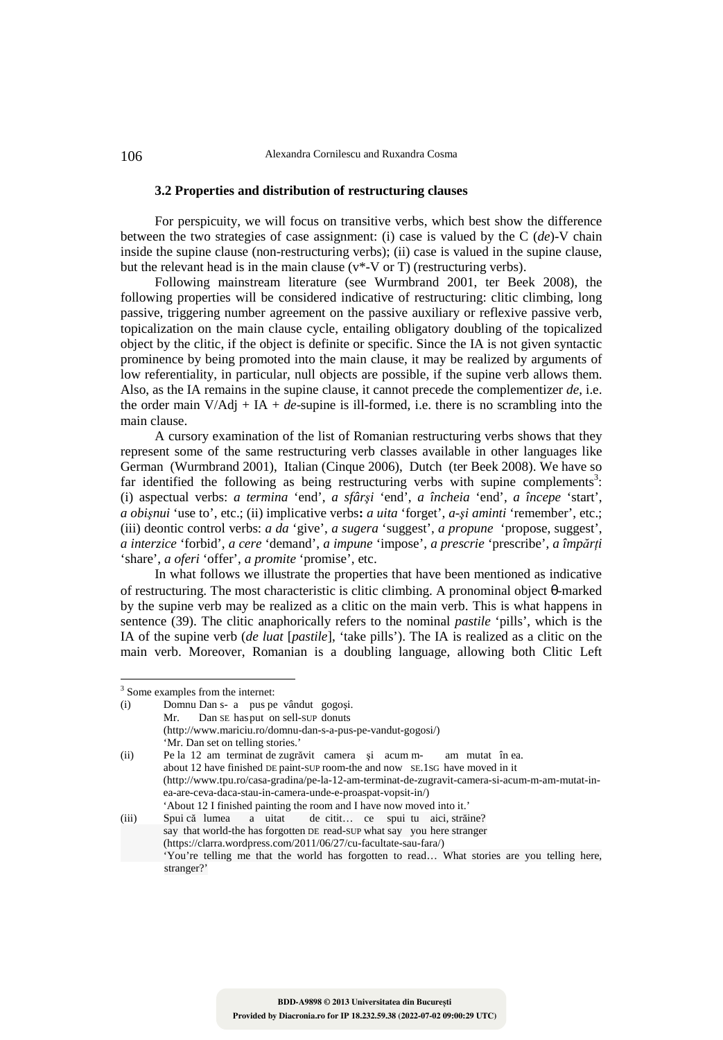### 3.2 Properties and distribution of restructuring clauses

For perspicuity, we will focus on transitive verbs, which best show the difference between the two strategies of case assignment: (i) case is valued by the C (*de*)-V chain inside the supine clause (non-restructuring verbs); (ii) case is valued in the supine clause, but the relevant head is in the main clause (v*-V or T) (restructuring verbs).

Following mainstream literature (see Wurmbrand 2001, ter Beek 2008), the following properties will be considered indicative of restructuring: clitic climbing, long passive, triggering number agreement on the passive auxiliary or reflexive passive verb, topicalization on the main clause cycle, entailing obligatory doubling of the topicalized object by the clitic, if the object is definite or specific. Since the IA is not given syntactic prominence by being promoted into the main clause, it may be realized by arguments of low referentiality, in particular, null objects are possible, if the supine verb allows them. Also, as the IA remains in the supine clause, it cannot precede the complementizer *de*, i.e. the order main V/Adj + IA + *de*-supine is ill-formed, i.e. there is no scrambling into the main clause.

A cursory examination of the list of Romanian restructuring verbs shows that they represent some of the same restructuring verb classes available in other languages like German (Wurmbrand 2001), Italian (Cinque 2006), Dutch (ter Beek 2008). We have so far identified the following as being restructuring verbs with supine complements[3]: (i) aspectual verbs: *a termina* 'end', *a sfârşi* 'end', *a încheia* 'end', *a începe* 'start', *a obişnui* 'use to', etc.; (ii) implicative verbs**:** *a uita* 'forget', *a-şi aminti* 'remember', etc.; (iii) deontic control verbs: *a da* 'give', *a sugera* 'suggest', *a propune* 'propose, suggest', *a interzice* 'forbid', *a cere* 'demand', *a impune* 'impose', *a prescrie* 'prescribe', *a împărți* 'share', *a oferi* 'offer', *a promite* 'promise', etc.

In what follows we illustrate the properties that have been mentioned as indicative of restructuring. The most characteristic is clitic climbing. A pronominal object θ-marked by the supine verb may be realized as a clitic on the main verb. This is what happens in sentence (39). The clitic anaphorically refers to the nominal *pastile* 'pills', which is the IA of the supine verb (*de luat* [*pastile*], 'take pills'). The IA is realized as a clitic on the main verb. Moreover, Romanian is a doubling language, allowing both Clitic Left

---

[3] Some examples from the internet:

(i) Domnu Dan s- a pus pe vândut gogoşi.
Mr. Dan SE has put on sell-SUP donuts
(http://www.mariciu.ro/domnu-dan-s-a-pus-pe-vandut-gogosi/)
'Mr. Dan set on telling stories.'

(ii) Pe la 12 am terminat de zugrăvit camera şi acum m- am mutat în ea.
about 12 have finished DE paint-SUP room-the and now SE.1SG have moved in it
(http://www.tpu.ro/casa-gradina/pe-la-12-am-terminat-de-zugravit-camera-si-acum-m-am-mutat-in-ea-are-ceva-daca-stau-in-camera-unde-e-proaspat-vopsit-in/)
'About 12 I finished painting the room and I have now moved into it.'

(iii) Spui că lumea a uitat de citit… ce spui tu aici, străine?
say that world-the has forgotten DE read-SUP what say you here stranger
(https://clarra.wordpress.com/2011/06/27/cu-facultate-sau-fara/)
'You're telling me that the world has forgotten to read… What stories are you telling here, stranger?'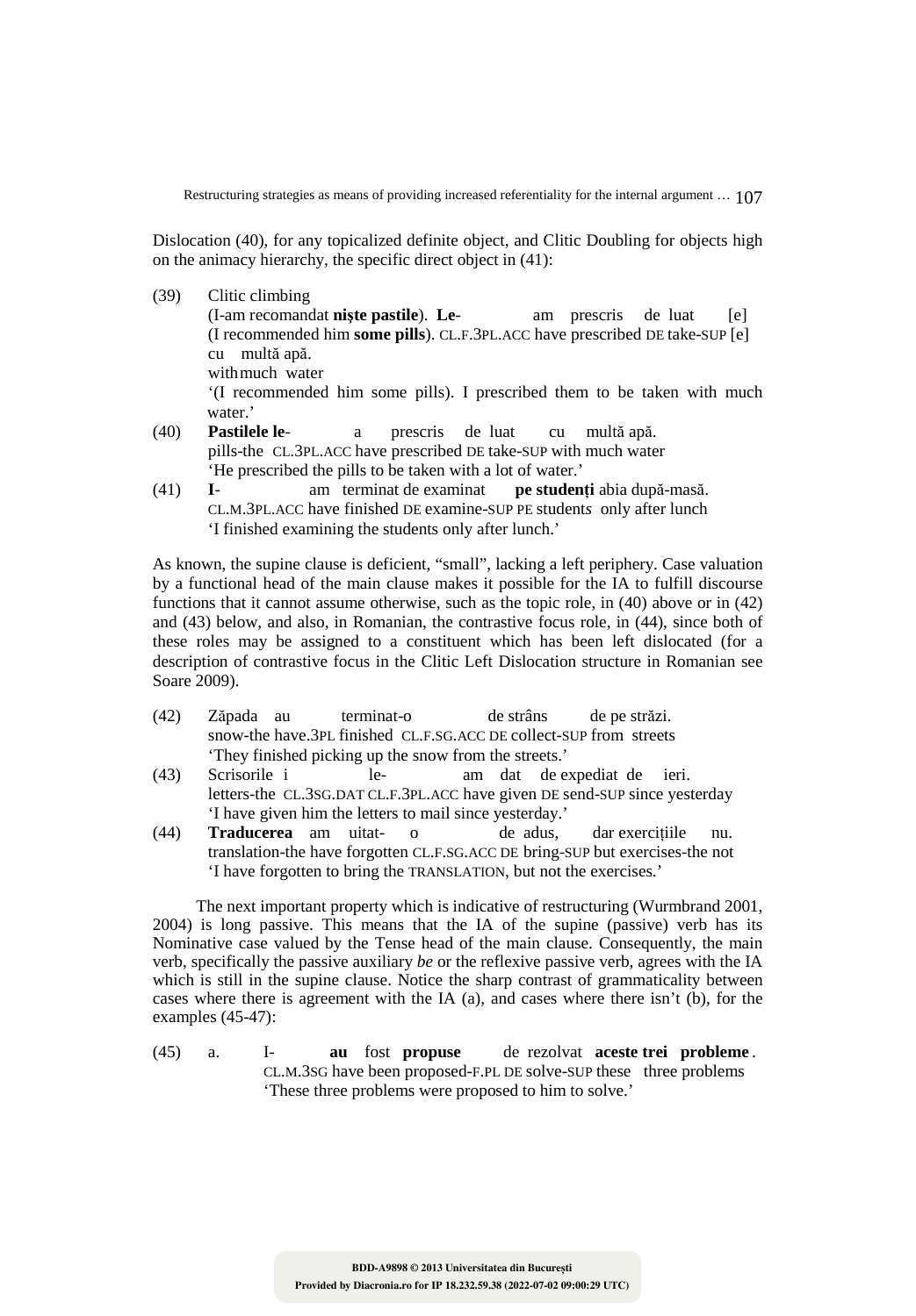Dislocation (40), for any topicalized definite object, and Clitic Doubling for objects high on the animacy hierarchy, the specific direct object in (41):

(39) Clitic climbing
(I-am recomandat **nişte pastile**). **Le**- am prescris de luat [e]
(I recommended him **some pills**). CL.F.3PL.ACC have prescribed DE take-SUP [e]
cu multă apă.
with much water
'(I recommended him some pills). I prescribed them to be taken with much water.'

(40) **Pastilele le**- a prescris de luat cu multă apă.
pills-the CL.3PL.ACC have prescribed DE take-SUP with much water
'He prescribed the pills to be taken with a lot of water.'

(41) **I**- am terminat de examinat **pe studenți** abia după-masă.
CL.M.3PL.ACC have finished DE examine-SUP PE students only after lunch
'I finished examining the students only after lunch.'

As known, the supine clause is deficient, "small", lacking a left periphery. Case valuation by a functional head of the main clause makes it possible for the IA to fulfill discourse functions that it cannot assume otherwise, such as the topic role, in (40) above or in (42) and (43) below, and also, in Romanian, the contrastive focus role, in (44), since both of these roles may be assigned to a constituent which has been left dislocated (for a description of contrastive focus in the Clitic Left Dislocation structure in Romanian see Soare 2009).

(42) Zăpada au terminat-o de strâns de pe străzi.
snow-the have.3PL finished CL.F.SG.ACC DE collect-SUP from streets
'They finished picking up the snow from the streets.'

(43) Scrisorile i le- am dat de expediat de ieri.
letters-the CL.3SG.DAT CL.F.3PL.ACC have given DE send-SUP since yesterday
'I have given him the letters to mail since yesterday.'

(44) **Traducerea** am uitat- o de adus, dar exercițiile nu.
translation-the have forgotten CL.F.SG.ACC DE bring-SUP but exercises-the not
'I have forgotten to bring the TRANSLATION, but not the exercises.'

The next important property which is indicative of restructuring (Wurmbrand 2001, 2004) is long passive. This means that the IA of the supine (passive) verb has its Nominative case valued by the Tense head of the main clause. Consequently, the main verb, specifically the passive auxiliary *be* or the reflexive passive verb, agrees with the IA which is still in the supine clause. Notice the sharp contrast of grammaticality between cases where there is agreement with the IA (a), and cases where there isn't (b), for the examples (45-47):

(45) a. I- **au** fost **propuse** de rezolvat **aceste trei probleme**.
CL.M.3SG have been proposed-F.PL DE solve-SUP these three problems
'These three problems were proposed to him to solve.'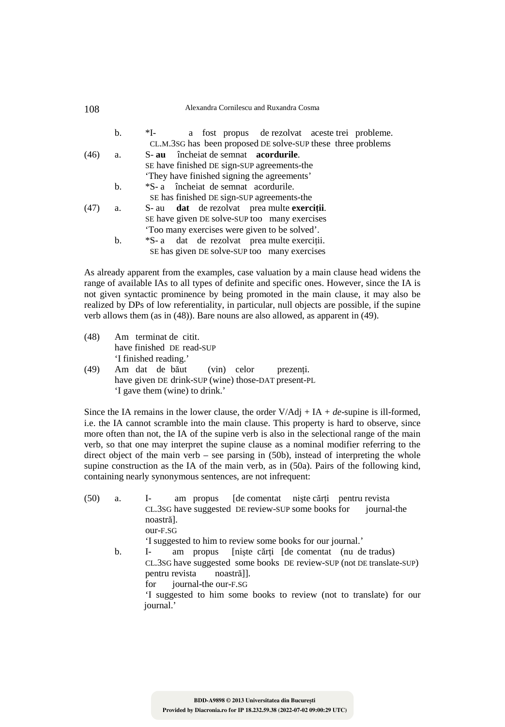b. *I- a fost propus de rezolvat aceste trei probleme.
CL.M.3SG has been proposed DE solve-SUP these three problems

(46) a. S- **au** încheiat de semnat **acordurile**.
SE have finished DE sign-SUP agreements-the
'They have finished signing the agreements'

b. *S- a încheiat de semnat acordurile.
SE has finished DE sign-SUP agreements-the

(47) a. S- au **dat** de rezolvat prea multe **exerciții**.
SE have given DE solve-SUP too many exercises
'Too many exercises were given to be solved'.

b. *S- a dat de rezolvat prea multe exerciții.
SE has given DE solve-SUP too many exercises

As already apparent from the examples, case valuation by a main clause head widens the range of available IAs to all types of definite and specific ones. However, since the IA is not given syntactic prominence by being promoted in the main clause, it may also be realized by DPs of low referentiality, in particular, null objects are possible, if the supine verb allows them (as in (48)). Bare nouns are also allowed, as apparent in (49).

(48) Am terminat de citit.
have finished DE read-SUP
'I finished reading.'

(49) Am dat de băut (vin) celor prezenți.
have given DE drink-SUP (wine) those-DAT present-PL
'I gave them (wine) to drink.'

Since the IA remains in the lower clause, the order V/Adj + IA + *de*-supine is ill-formed, i.e. the IA cannot scramble into the main clause. This property is hard to observe, since more often than not, the IA of the supine verb is also in the selectional range of the main verb, so that one may interpret the supine clause as a nominal modifier referring to the direct object of the main verb – see parsing in (50b), instead of interpreting the whole supine construction as the IA of the main verb, as in (50a). Pairs of the following kind, containing nearly synonymous sentences, are not infrequent:

(50) a. I- am propus [de comentat niște cărți pentru revista noastră].
CL.3SG have suggested DE review-SUP some books for journal-the our-F.SG
'I suggested to him to review some books for our journal.'

b. I- am propus [niște cărți [de comentat (nu de tradus) pentru revista noastră]].
CL.3SG have suggested some books DE review-SUP (not DE translate-SUP) for journal-the our-F.SG
'I suggested to him some books to review (not to translate) for our journal.'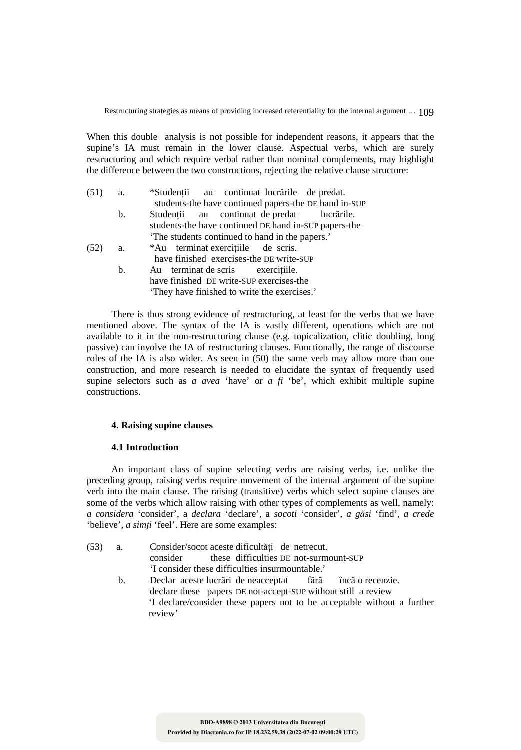When this double analysis is not possible for independent reasons, it appears that the supine's IA must remain in the lower clause. Aspectual verbs, which are surely restructuring and which require verbal rather than nominal complements, may highlight the difference between the two constructions, rejecting the relative clause structure:

(51) a. *Studenții au continuat lucrările de predat.
students-the have continued papers-the DE hand in-SUP

b. Studenții au continuat de predat lucrările.
students-the have continued DE hand in-SUP papers-the
'The students continued to hand in the papers.'

(52) a. *Au terminat exercițiile de scris.
have finished exercises-the DE write-SUP

b. Au terminat de scris exercițiile.
have finished DE write-SUP exercises-the
'They have finished to write the exercises.'

There is thus strong evidence of restructuring, at least for the verbs that we have mentioned above. The syntax of the IA is vastly different, operations which are not available to it in the non-restructuring clause (e.g. topicalization, clitic doubling, long passive) can involve the IA of restructuring clauses. Functionally, the range of discourse roles of the IA is also wider. As seen in (50) the same verb may allow more than one construction, and more research is needed to elucidate the syntax of frequently used supine selectors such as *a avea* 'have' or *a fi* 'be', which exhibit multiple supine constructions.

### 4. Raising supine clauses

#### 4.1 Introduction

An important class of supine selecting verbs are raising verbs, i.e. unlike the preceding group, raising verbs require movement of the internal argument of the supine verb into the main clause. The raising (transitive) verbs which select supine clauses are some of the verbs which allow raising with other types of complements as well, namely: *a considera* 'consider', a *declara* 'declare', a *socoti* 'consider', *a găsi* 'find', *a crede* 'believe', *a simți* 'feel'. Here are some examples:

(53) a. Consider/socot aceste dificultăți de netrecut.
consider these difficulties DE not-surmount-SUP
'I consider these difficulties insurmountable.'

b. Declar aceste lucrări de neacceptat fără încă o recenzie.
declare these papers DE not-accept-SUP without still a review
'I declare/consider these papers not to be acceptable without a further review'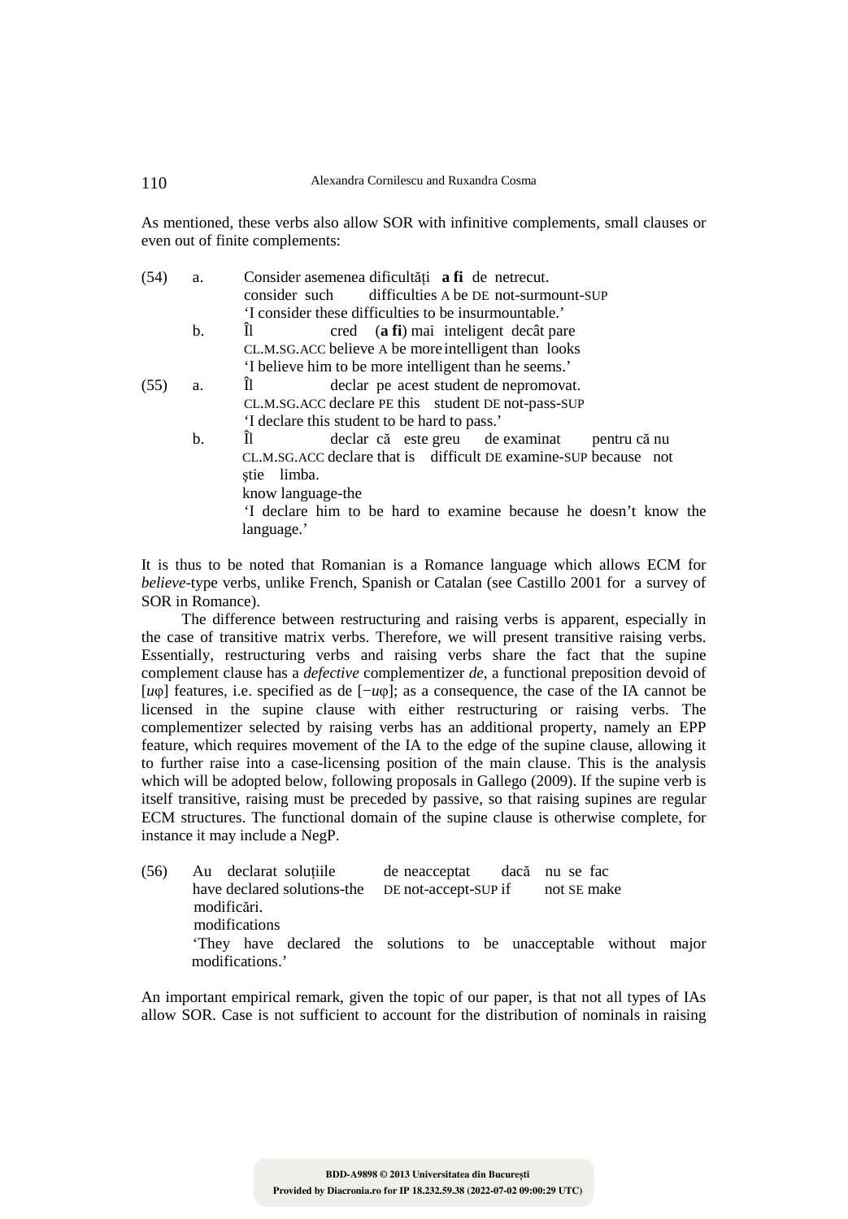As mentioned, these verbs also allow SOR with infinitive complements, small clauses or even out of finite complements:

(54) a. Consider asemenea dificultăți **a fi** de netrecut.
consider such difficulties A be DE not-surmount-SUP
'I consider these difficulties to be insurmountable.'

b. Îl cred (**a fi**) mai inteligent decât pare
CL.M.SG.ACC believe A be more intelligent than looks
'I believe him to be more intelligent than he seems.'

(55) a. Îl declar pe acest student de nepromovat.
CL.M.SG.ACC declare PE this student DE not-pass-SUP
'I declare this student to be hard to pass.'

b. Îl declar că este greu de examinat pentru că nu știe limba.
CL.M.SG.ACC declare that is difficult DE examine-SUP because not know language-the
'I declare him to be hard to examine because he doesn't know the language.'

It is thus to be noted that Romanian is a Romance language which allows ECM for *believe*-type verbs, unlike French, Spanish or Catalan (see Castillo 2001 for a survey of SOR in Romance).

The difference between restructuring and raising verbs is apparent, especially in the case of transitive matrix verbs. Therefore, we will present transitive raising verbs. Essentially, restructuring verbs and raising verbs share the fact that the supine complement clause has a *defective* complementizer *de*, a functional preposition devoid of [$u\varphi$] features, i.e. specified as de [$-u\varphi$]; as a consequence, the case of the IA cannot be licensed in the supine clause with either restructuring or raising verbs. The complementizer selected by raising verbs has an additional property, namely an EPP feature, which requires movement of the IA to the edge of the supine clause, allowing it to further raise into a case-licensing position of the main clause. This is the analysis which will be adopted below, following proposals in Gallego (2009). If the supine verb is itself transitive, raising must be preceded by passive, so that raising supines are regular ECM structures. The functional domain of the supine clause is otherwise complete, for instance it may include a NegP.

(56) Au declarat soluțiile de neacceptat dacă nu se fac modificări.
have declared solutions-the DE not-accept-SUP if not SE make modifications
'They have declared the solutions to be unacceptable without major modifications.'

An important empirical remark, given the topic of our paper, is that not all types of IAs allow SOR. Case is not sufficient to account for the distribution of nominals in raising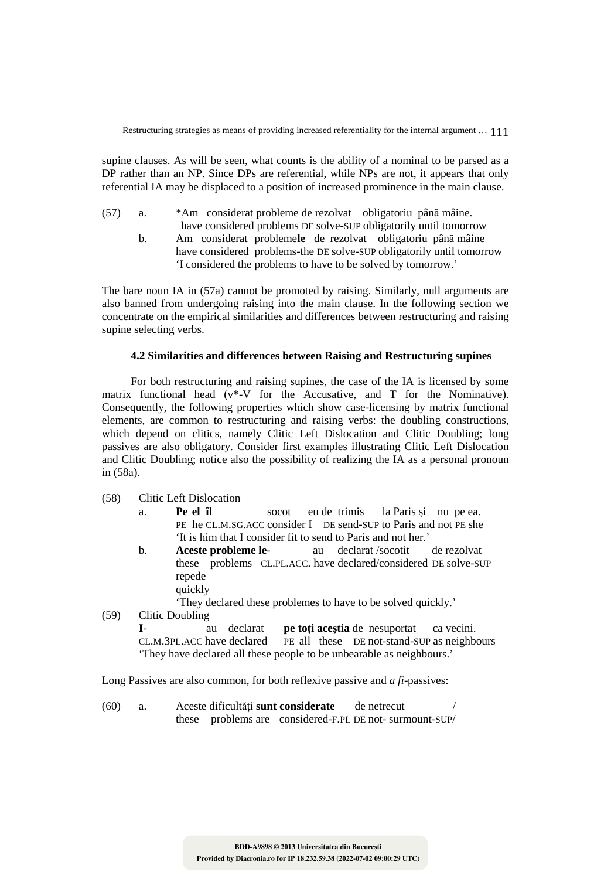supine clauses. As will be seen, what counts is the ability of a nominal to be parsed as a DP rather than an NP. Since DPs are referential, while NPs are not, it appears that only referential IA may be displaced to a position of increased prominence in the main clause.

(57) a. *Am considerat probleme de rezolvat obligatoriu până mâine.
have considered problems DE solve-SUP obligatorily until tomorrow

b. Am considerat probleme**le** de rezolvat obligatoriu până mâine
have considered problems-the DE solve-SUP obligatorily until tomorrow
'I considered the problems to have to be solved by tomorrow.'

The bare noun IA in (57a) cannot be promoted by raising. Similarly, null arguments are also banned from undergoing raising into the main clause. In the following section we concentrate on the empirical similarities and differences between restructuring and raising supine selecting verbs.

### 4.2 Similarities and differences between Raising and Restructuring supines

For both restructuring and raising supines, the case of the IA is licensed by some matrix functional head (v*-V for the Accusative, and T for the Nominative). Consequently, the following properties which show case-licensing by matrix functional elements, are common to restructuring and raising verbs: the doubling constructions, which depend on clitics, namely Clitic Left Dislocation and Clitic Doubling; long passives are also obligatory. Consider first examples illustrating Clitic Left Dislocation and Clitic Doubling; notice also the possibility of realizing the IA as a personal pronoun in (58a).

(58) Clitic Left Dislocation

a. **Pe el îl** socot eu de trimis la Paris şi nu pe ea.
PE he CL.M.SG.ACC consider I DE send-SUP to Paris and not PE she
'It is him that I consider fit to send to Paris and not her.'

b. **Aceste probleme le**- au declarat /socotit de rezolvat repede
these problems CL.PL.ACC. have declared/considered DE solve-SUP quickly
'They declared these problemes to have to be solved quickly.'

(59) Clitic Doubling

**I**- au declarat **pe toţi aceştia** de nesuportat ca vecini.
CL.M.3PL.ACC have declared PE all these DE not-stand-SUP as neighbours
'They have declared all these people to be unbearable as neighbours.'

Long Passives are also common, for both reflexive passive and *a fi*-passives:

(60) a. Aceste dificultăţi **sunt considerate** de netrecut /
these problems are considered-F.PL DE not- surmount-SUP/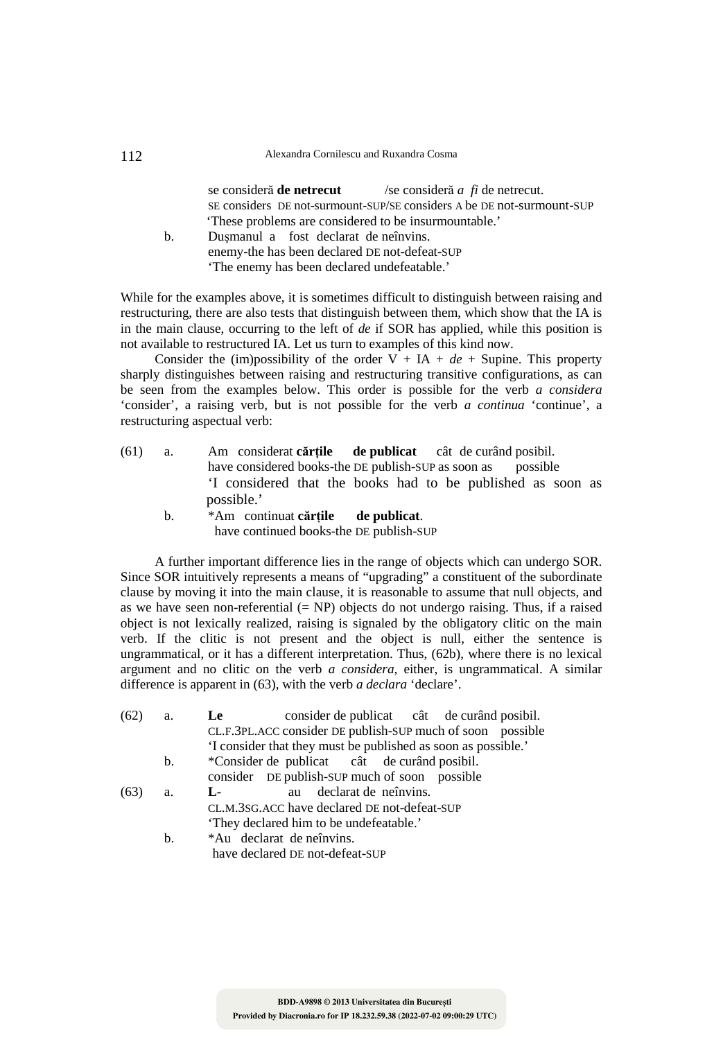se consideră **de netrecut** /se consideră *a fi* de netrecut.
SE considers DE not-surmount-SUP/SE considers A be DE not-surmount-SUP
'These problems are considered to be insurmountable.'

b. Dușmanul a fost declarat de neînvins.
enemy-the has been declared DE not-defeat-SUP
'The enemy has been declared undefeatable.'

While for the examples above, it is sometimes difficult to distinguish between raising and restructuring, there are also tests that distinguish between them, which show that the IA is in the main clause, occurring to the left of *de* if SOR has applied, while this position is not available to restructured IA. Let us turn to examples of this kind now.

Consider the (im)possibility of the order V + IA + *de* + Supine. This property sharply distinguishes between raising and restructuring transitive configurations, as can be seen from the examples below. This order is possible for the verb *a considera* 'consider', a raising verb, but is not possible for the verb *a continua* 'continue', a restructuring aspectual verb:

(61) a. Am considerat **cărțile de publicat** cât de curând posibil.
have considered books-the DE publish-SUP as soon as possible
'I considered that the books had to be published as soon as possible.'

b. *Am continuat **cărțile de publicat**.
have continued books-the DE publish-SUP

A further important difference lies in the range of objects which can undergo SOR. Since SOR intuitively represents a means of "upgrading" a constituent of the subordinate clause by moving it into the main clause, it is reasonable to assume that null objects, and as we have seen non-referential (= NP) objects do not undergo raising. Thus, if a raised object is not lexically realized, raising is signaled by the obligatory clitic on the main verb. If the clitic is not present and the object is null, either the sentence is ungrammatical, or it has a different interpretation. Thus, (62b), where there is no lexical argument and no clitic on the verb *a considera*, either, is ungrammatical. A similar difference is apparent in (63), with the verb *a declara* 'declare'.

(62) a. **Le** consider de publicat cât de curând posibil.
CL.F.3PL.ACC consider DE publish-SUP much of soon possible
'I consider that they must be published as soon as possible.'

b. *Consider de publicat cât de curând posibil.
consider DE publish-SUP much of soon possible

(63) a. **L-** au declarat de neînvins.
CL.M.3SG.ACC have declared DE not-defeat-SUP
'They declared him to be undefeatable.'

b. *Au declarat de neînvins.
have declared DE not-defeat-SUP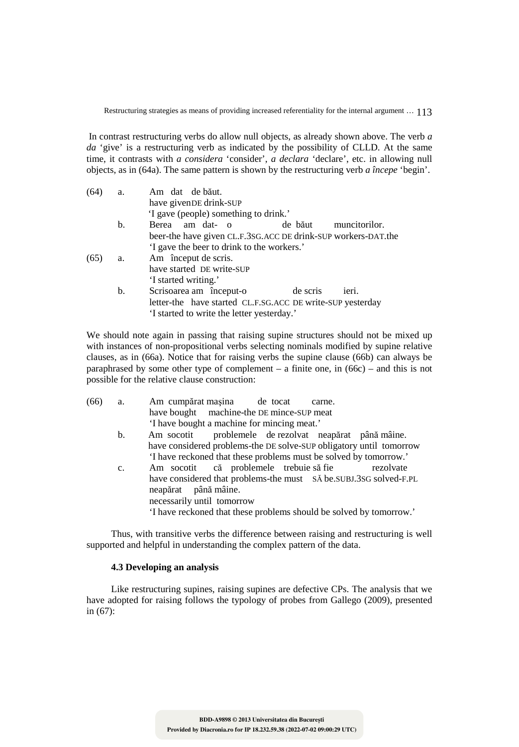In contrast restructuring verbs do allow null objects, as already shown above. The verb *a da* 'give' is a restructuring verb as indicated by the possibility of CLLD. At the same time, it contrasts with *a considera* 'consider', *a declara* 'declare', etc. in allowing null objects, as in (64a). The same pattern is shown by the restructuring verb *a începe* 'begin'.

(64) a. Am dat de băut.
have given DE drink-SUP
'I gave (people) something to drink.'

b. Berea am dat- o de băut muncitorilor.
beer-the have given CL.F.3SG.ACC DE drink-SUP workers-DAT.the
'I gave the beer to drink to the workers.'

(65) a. Am început de scris.
have started DE write-SUP
'I started writing.'

b. Scrisoarea am început-o de scris ieri.
letter-the have started CL.F.SG.ACC DE write-SUP yesterday
'I started to write the letter yesterday.'

We should note again in passing that raising supine structures should not be mixed up with instances of non-propositional verbs selecting nominals modified by supine relative clauses, as in (66a). Notice that for raising verbs the supine clause (66b) can always be paraphrased by some other type of complement – a finite one, in (66c) – and this is not possible for the relative clause construction:

(66) a. Am cumpărat mașina de tocat carne.
have bought machine-the DE mince-SUP meat
'I have bought a machine for mincing meat.'

b. Am socotit problemele de rezolvat neapărat până mâine.
have considered problems-the DE solve-SUP obligatory until tomorrow
'I have reckoned that these problems must be solved by tomorrow.'

c. Am socotit că problemele trebuie să fie rezolvate neapărat până mâine.
have considered that problems-the must SĂ be.SUBJ.3SG solved-F.PL necessarily until tomorrow
'I have reckoned that these problems should be solved by tomorrow.'

Thus, with transitive verbs the difference between raising and restructuring is well supported and helpful in understanding the complex pattern of the data.

### 4.3 Developing an analysis

Like restructuring supines, raising supines are defective CPs. The analysis that we have adopted for raising follows the typology of probes from Gallego (2009), presented in (67):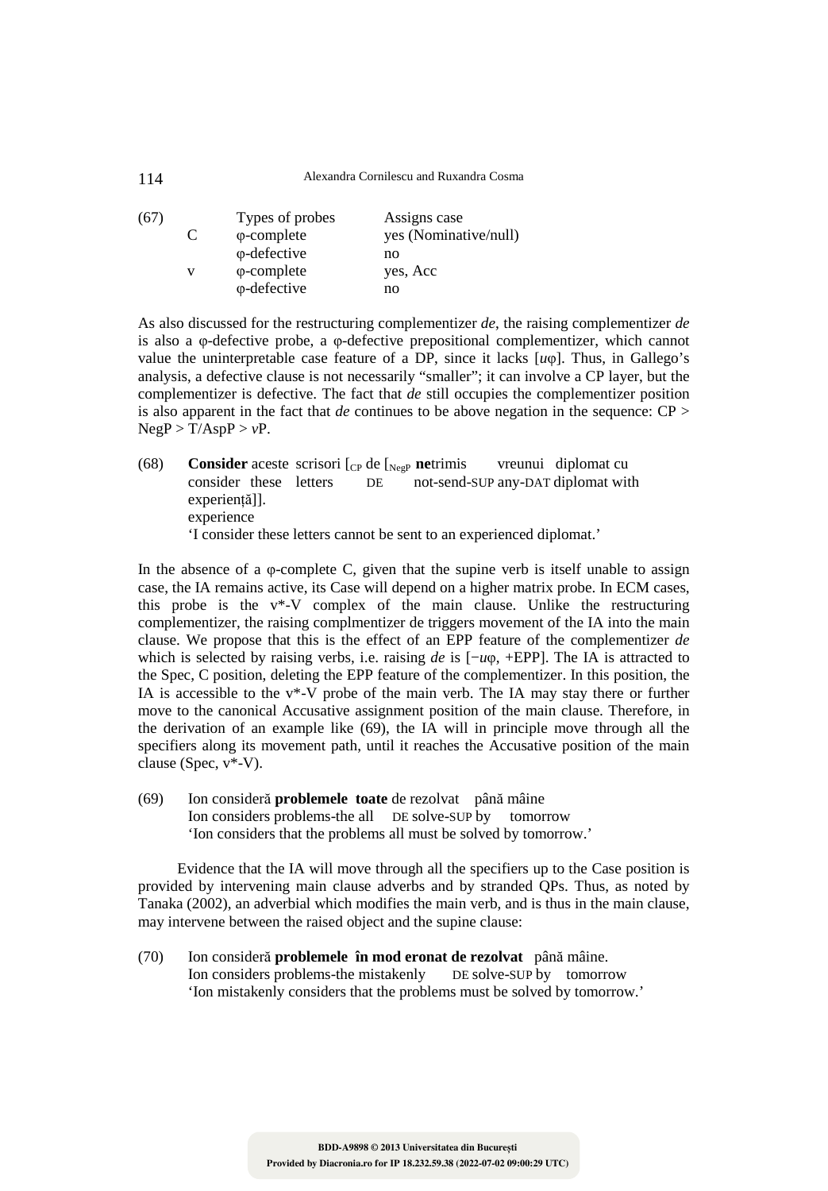(67)

| | Types of probes | Assigns case |
|---|---|---|
| C | φ-complete | yes (Nominative/null) |
| | φ-defective | no |
| v | φ-complete | yes, Acc |
| | φ-defective | no |

As also discussed for the restructuring complementizer *de*, the raising complementizer *de* is also a φ-defective probe, a φ-defective prepositional complementizer, which cannot value the uninterpretable case feature of a DP, since it lacks [*u*φ]. Thus, in Gallego's analysis, a defective clause is not necessarily "smaller"; it can involve a CP layer, but the complementizer is defective. The fact that *de* still occupies the complementizer position is also apparent in the fact that *de* continues to be above negation in the sequence: CP > NegP > T/AspP > *v*P.

(68) **Consider** aceste scrisori [$_{CP}$ de [$_{NegP}$ **ne**trimis vreunui diplomat cu
consider these letters DE not-send-SUP any-DAT diplomat with
experiență]].
experience
'I consider these letters cannot be sent to an experienced diplomat.'

In the absence of a φ-complete C, given that the supine verb is itself unable to assign case, the IA remains active, its Case will depend on a higher matrix probe. In ECM cases, this probe is the v\*-V complex of the main clause. Unlike the restructuring complementizer, the raising complmentizer de triggers movement of the IA into the main clause. We propose that this is the effect of an EPP feature of the complementizer *de* which is selected by raising verbs, i.e. raising *de* is [−*u*φ, +EPP]. The IA is attracted to the Spec, C position, deleting the EPP feature of the complementizer. In this position, the IA is accessible to the v\*-V probe of the main verb. The IA may stay there or further move to the canonical Accusative assignment position of the main clause. Therefore, in the derivation of an example like (69), the IA will in principle move through all the specifiers along its movement path, until it reaches the Accusative position of the main clause (Spec, v\*-V).

(69) Ion consideră **problemele toate** de rezolvat până mâine
Ion considers problems-the all DE solve-SUP by tomorrow
'Ion considers that the problems all must be solved by tomorrow.'

Evidence that the IA will move through all the specifiers up to the Case position is provided by intervening main clause adverbs and by stranded QPs. Thus, as noted by Tanaka (2002), an adverbial which modifies the main verb, and is thus in the main clause, may intervene between the raised object and the supine clause:

(70) Ion consideră **problemele în mod eronat de rezolvat** până mâine.
Ion considers problems-the mistakenly DE solve-SUP by tomorrow
'Ion mistakenly considers that the problems must be solved by tomorrow.'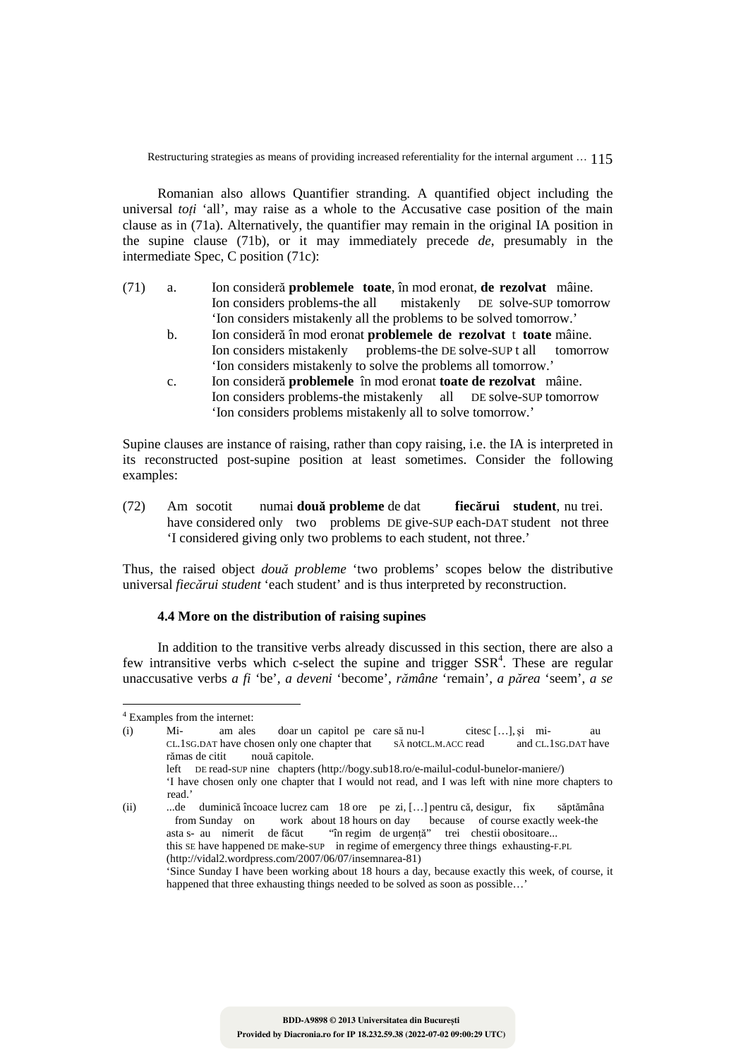Romanian also allows Quantifier stranding. A quantified object including the universal *toți* 'all', may raise as a whole to the Accusative case position of the main clause as in (71a). Alternatively, the quantifier may remain in the original IA position in the supine clause (71b), or it may immediately precede *de*, presumably in the intermediate Spec, C position (71c):

(71) a. Ion consideră **problemele toate**, în mod eronat, **de rezolvat** mâine.
Ion considers problems-the all mistakenly DE solve-SUP tomorrow
'Ion considers mistakenly all the problems to be solved tomorrow.'

b. Ion consideră în mod eronat **problemele de rezolvat** t **toate** mâine.
Ion considers mistakenly problems-the DE solve-SUP t all tomorrow
'Ion considers mistakenly to solve the problems all tomorrow.'

c. Ion consideră **problemele** în mod eronat **toate de rezolvat** mâine.
Ion considers problems-the mistakenly all DE solve-SUP tomorrow
'Ion considers problems mistakenly all to solve tomorrow.'

Supine clauses are instance of raising, rather than copy raising, i.e. the IA is interpreted in its reconstructed post-supine position at least sometimes. Consider the following examples:

(72) Am socotit numai **două probleme** de dat **fiecărui student**, nu trei.
have considered only two problems DE give-SUP each-DAT student not three
'I considered giving only two problems to each student, not three.'

Thus, the raised object *două probleme* 'two problems' scopes below the distributive universal *fiecărui student* 'each student' and is thus interpreted by reconstruction.

### 4.4 More on the distribution of raising supines

In addition to the transitive verbs already discussed in this section, there are also a few intransitive verbs which c-select the supine and trigger SSR[4]. These are regular unaccusative verbs *a fi* 'be', *a deveni* 'become', *rămâne* 'remain', *a părea* 'seem', *a se*

---

[4] Examples from the internet:

(i) Mi- am ales doar un capitol pe care să nu-l citesc […], şi mi- au
CL.1SG.DAT have chosen only one chapter that SĂ notCL.M.ACC read and CL.1SG.DAT have
rămas de citit nouă capitole.
left DE read-SUP nine chapters (http://bogy.sub18.ro/e-mailul-codul-bunelor-maniere/)
'I have chosen only one chapter that I would not read, and I was left with nine more chapters to read.'

(ii) ...de duminică încoace lucrez cam 18 ore pe zi, […] pentru că, desigur, fix săptămâna
from Sunday on work about 18 hours on day because of course exactly week-the
asta s- au nimerit de făcut "în regim de urgență" trei chestii obositoare...
this SE have happened DE make-SUP in regime of emergency three things exhausting-F.PL
(http://vidal2.wordpress.com/2007/06/07/insemnarea-81)
'Since Sunday I have been working about 18 hours a day, because exactly this week, of course, it happened that three exhausting things needed to be solved as soon as possible…'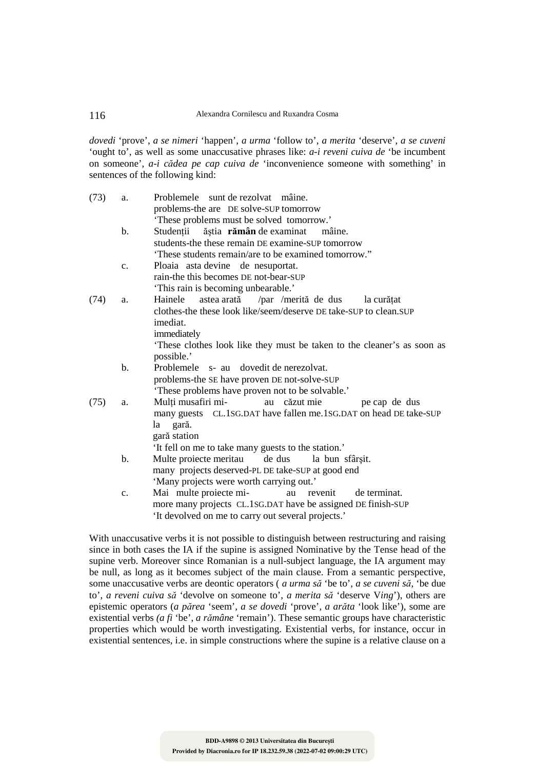*dovedi* 'prove', *a se nimeri* 'happen', *a urma* 'follow to', *a merita* 'deserve', *a se cuveni* 'ought to', as well as some unaccusative phrases like: *a-i reveni cuiva de* 'be incumbent on someone', *a-i cădea pe cap cuiva de* 'inconvenience someone with something' in sentences of the following kind:

(73) a. Problemele sunt de rezolvat mâine.
problems-the are DE solve-SUP tomorrow
'These problems must be solved tomorrow.'

b. Studenții ăștia **rămân** de examinat mâine.
students-the these remain DE examine-SUP tomorrow
'These students remain/are to be examined tomorrow."

c. Ploaia asta devine de nesuportat.
rain-the this becomes DE not-bear-SUP
'This rain is becoming unbearable.'

(74) a. Hainele astea arată /par /merită de dus la curățat imediat.
clothes-the these look like/seem/deserve DE take-SUP to clean.SUP immediately
'These clothes look like they must be taken to the cleaner's as soon as possible.'

b. Problemele s- au dovedit de nerezolvat.
problems-the SE have proven DE not-solve-SUP
'These problems have proven not to be solvable.'

(75) a. Mulți musafiri mi- au căzut mie pe cap de dus la gară.
many guests CL.1SG.DAT have fallen me.1SG.DAT on head DE take-SUP la gară station
'It fell on me to take many guests to the station.'

b. Multe proiecte meritau de dus la bun sfârșit.
many projects deserved-PL DE take-SUP at good end
'Many projects were worth carrying out.'

c. Mai multe proiecte mi- au revenit de terminat.
more many projects CL.1SG.DAT have be assigned DE finish-SUP
'It devolved on me to carry out several projects.'

With unaccusative verbs it is not possible to distinguish between restructuring and raising since in both cases the IA if the supine is assigned Nominative by the Tense head of the supine verb. Moreover since Romanian is a null-subject language, the IA argument may be null, as long as it becomes subject of the main clause. From a semantic perspective, some unaccusative verbs are deontic operators ( *a urma să* 'be to', *a se cuveni să,* 'be due to', *a reveni cuiva să* 'devolve on someone to', *a merita să* 'deserve V*ing*'), others are epistemic operators (*a părea* 'seem', *a se dovedi* 'prove', *a arăta* 'look like'), some are existential verbs *(a fi* 'be', *a rămâne* 'remain'). These semantic groups have characteristic properties which would be worth investigating. Existential verbs, for instance, occur in existential sentences, i.e. in simple constructions where the supine is a relative clause on a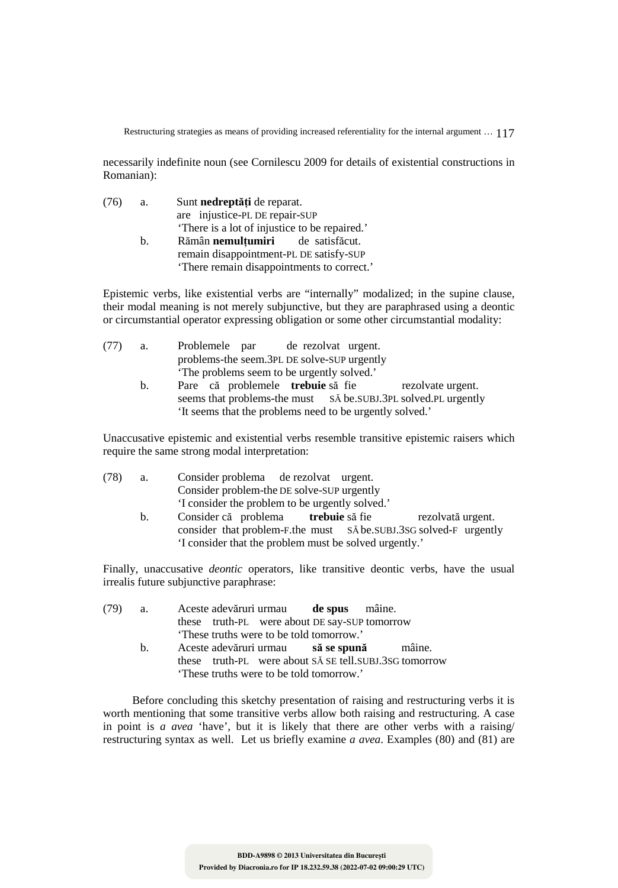necessarily indefinite noun (see Cornilescu 2009 for details of existential constructions in Romanian):

(76) a. Sunt **nedreptăți** de reparat.
are injustice-PL DE repair-SUP
'There is a lot of injustice to be repaired.'

b. Rămân **nemulțumiri** de satisfăcut.
remain disappointment-PL DE satisfy-SUP
'There remain disappointments to correct.'

Epistemic verbs, like existential verbs are "internally" modalized; in the supine clause, their modal meaning is not merely subjunctive, but they are paraphrased using a deontic or circumstantial operator expressing obligation or some other circumstantial modality:

(77) a. Problemele par de rezolvat urgent.
problems-the seem.3PL DE solve-SUP urgently
'The problems seem to be urgently solved.'

b. Pare că problemele **trebuie** să fie rezolvate urgent.
seems that problems-the must SĂ be.SUBJ.3PL solved.PL urgently
'It seems that the problems need to be urgently solved.'

Unaccusative epistemic and existential verbs resemble transitive epistemic raisers which require the same strong modal interpretation:

(78) a. Consider problema de rezolvat urgent.
Consider problem-the DE solve-SUP urgently
'I consider the problem to be urgently solved.'

b. Consider că problema **trebuie** să fie rezolvată urgent.
consider that problem-F.the must SĂ be.SUBJ.3SG solved-F urgently
'I consider that the problem must be solved urgently.'

Finally, unaccusative *deontic* operators, like transitive deontic verbs, have the usual irrealis future subjunctive paraphrase:

(79) a. Aceste adevăruri urmau **de spus** mâine.
these truth-PL were about DE say-SUP tomorrow
'These truths were to be told tomorrow.'

b. Aceste adevăruri urmau **să se spună** mâine.
these truth-PL were about SĂ SE tell.SUBJ.3SG tomorrow
'These truths were to be told tomorrow.'

Before concluding this sketchy presentation of raising and restructuring verbs it is worth mentioning that some transitive verbs allow both raising and restructuring. A case in point is *a avea* 'have', but it is likely that there are other verbs with a raising/ restructuring syntax as well. Let us briefly examine *a avea*. Examples (80) and (81) are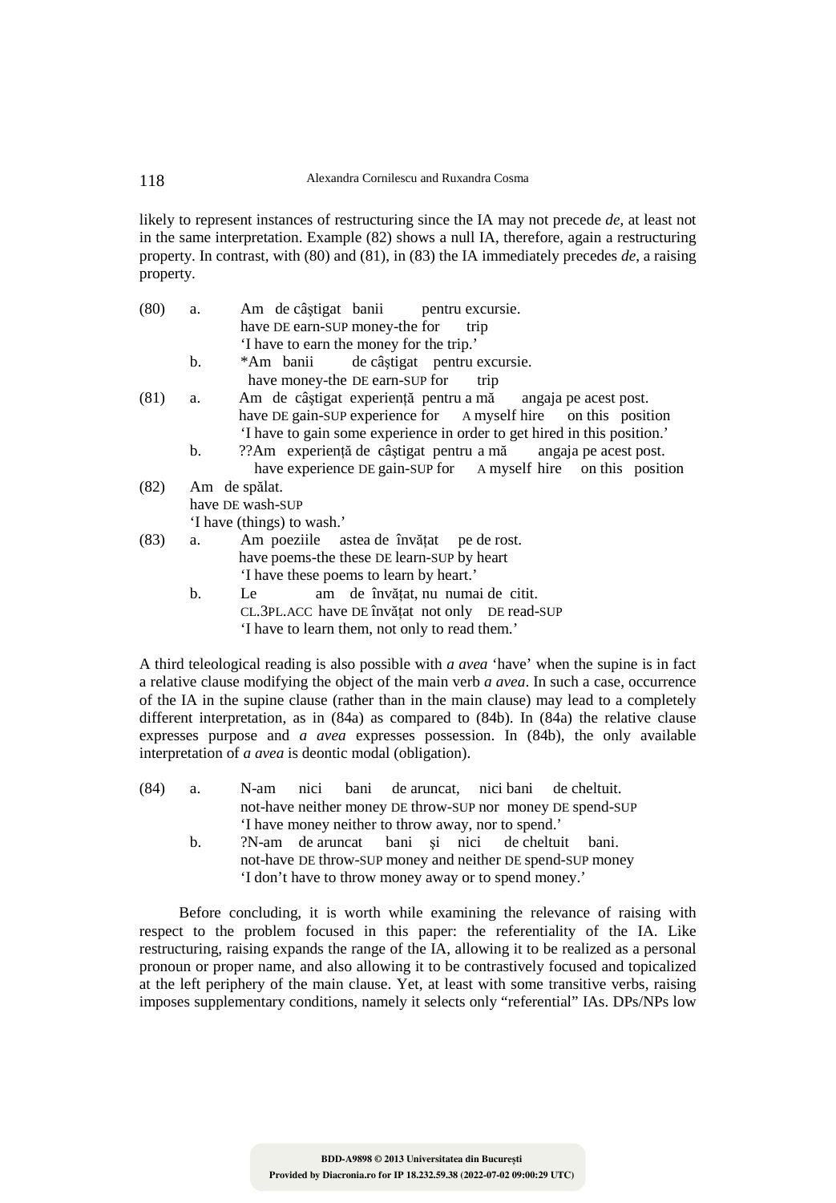likely to represent instances of restructuring since the IA may not precede *de*, at least not in the same interpretation. Example (82) shows a null IA, therefore, again a restructuring property. In contrast, with (80) and (81), in (83) the IA immediately precedes *de*, a raising property.

(80) a. Am de câştigat banii pentru excursie.
have DE earn-SUP money-the for trip
'I have to earn the money for the trip.'
b. *Am banii de câştigat pentru excursie.
have money-the DE earn-SUP for trip

(81) a. Am de câştigat experienţă pentru a mă angaja pe acest post.
have DE gain-SUP experience for A myself hire on this position
'I have to gain some experience in order to get hired in this position.'
b. ??Am experienţă de câştigat pentru a mă angaja pe acest post.
have experience DE gain-SUP for A myself hire on this position

(82) Am de spălat.
have DE wash-SUP
'I have (things) to wash.'

(83) a. Am poeziile astea de învăţat pe de rost.
have poems-the these DE learn-SUP by heart
'I have these poems to learn by heart.'
b. Le am de învăţat, nu numai de citit.
CL.3PL.ACC have DE învăţat not only DE read-SUP
'I have to learn them, not only to read them.'

A third teleological reading is also possible with *a avea* 'have' when the supine is in fact a relative clause modifying the object of the main verb *a avea*. In such a case, occurrence of the IA in the supine clause (rather than in the main clause) may lead to a completely different interpretation, as in (84a) as compared to (84b). In (84a) the relative clause expresses purpose and *a avea* expresses possession. In (84b), the only available interpretation of *a avea* is deontic modal (obligation).

(84) a. N-am nici bani de aruncat, nici bani de cheltuit.
not-have neither money DE throw-SUP nor money DE spend-SUP
'I have money neither to throw away, nor to spend.'
b. ?N-am de aruncat bani şi nici de cheltuit bani.
not-have DE throw-SUP money and neither DE spend-SUP money
'I don't have to throw money away or to spend money.'

Before concluding, it is worth while examining the relevance of raising with respect to the problem focused in this paper: the referentiality of the IA. Like restructuring, raising expands the range of the IA, allowing it to be realized as a personal pronoun or proper name, and also allowing it to be contrastively focused and topicalized at the left periphery of the main clause. Yet, at least with some transitive verbs, raising imposes supplementary conditions, namely it selects only "referential" IAs. DPs/NPs low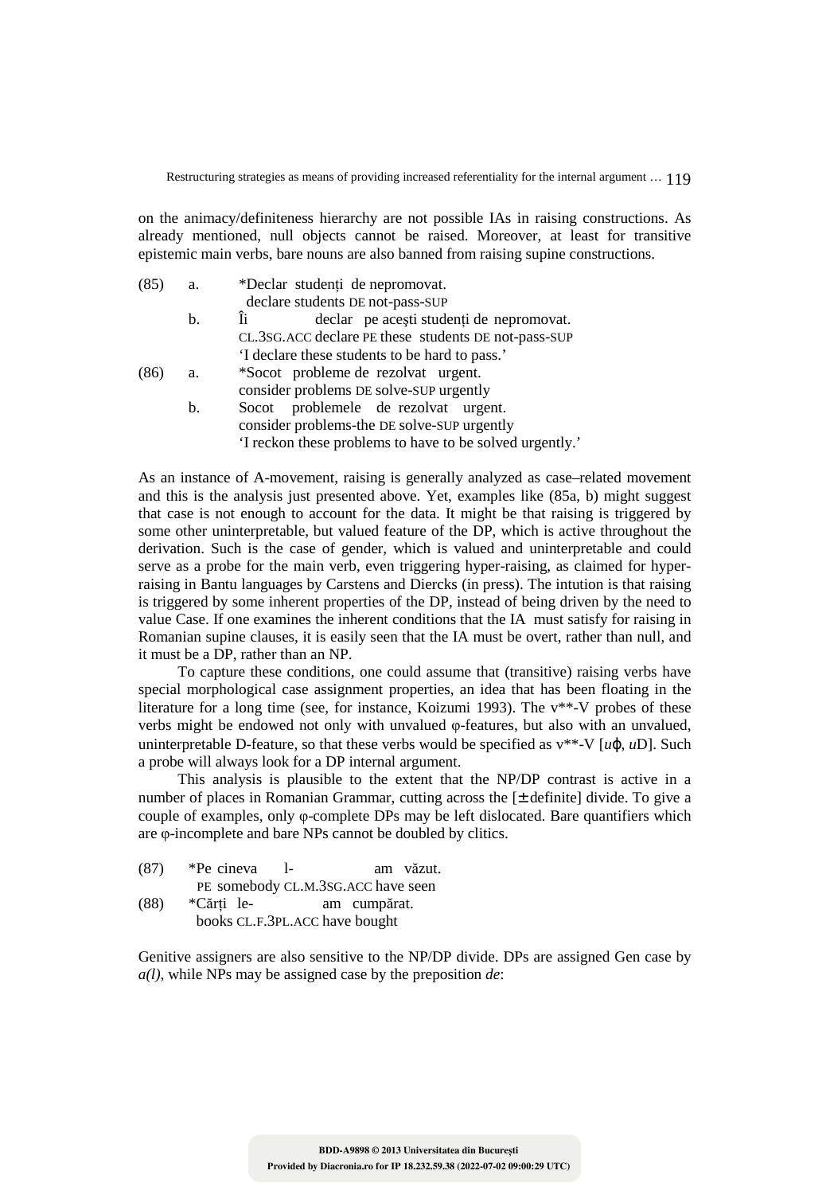on the animacy/definiteness hierarchy are not possible IAs in raising constructions. As already mentioned, null objects cannot be raised. Moreover, at least for transitive epistemic main verbs, bare nouns are also banned from raising supine constructions.

(85) a. *Declar studenți de nepromovat.
declare students DE not-pass-SUP

b. Îi declar pe acești studenți de nepromovat.
CL.3SG.ACC declare PE these students DE not-pass-SUP
'I declare these students to be hard to pass.'

(86) a. *Socot probleme de rezolvat urgent.
consider problems DE solve-SUP urgently

b. Socot problemele de rezolvat urgent.
consider problems-the DE solve-SUP urgently
'I reckon these problems to have to be solved urgently.'

As an instance of A-movement, raising is generally analyzed as case–related movement and this is the analysis just presented above. Yet, examples like (85a, b) might suggest that case is not enough to account for the data. It might be that raising is triggered by some other uninterpretable, but valued feature of the DP, which is active throughout the derivation. Such is the case of gender, which is valued and uninterpretable and could serve as a probe for the main verb, even triggering hyper-raising, as claimed for hyper-raising in Bantu languages by Carstens and Diercks (in press). The intution is that raising is triggered by some inherent properties of the DP, instead of being driven by the need to value Case. If one examines the inherent conditions that the IA must satisfy for raising in Romanian supine clauses, it is easily seen that the IA must be overt, rather than null, and it must be a DP, rather than an NP.

To capture these conditions, one could assume that (transitive) raising verbs have special morphological case assignment properties, an idea that has been floating in the literature for a long time (see, for instance, Koizumi 1993). The v**-V probes of these verbs might be endowed not only with unvalued φ-features, but also with an unvalued, uninterpretable D-feature, so that these verbs would be specified as v**-V [*u*φ, *u*D]. Such a probe will always look for a DP internal argument.

This analysis is plausible to the extent that the NP/DP contrast is active in a number of places in Romanian Grammar, cutting across the [± definite] divide. To give a couple of examples, only φ-complete DPs may be left dislocated. Bare quantifiers which are φ-incomplete and bare NPs cannot be doubled by clitics.

(87) *Pe cineva l- am văzut.
PE somebody CL.M.3SG.ACC have seen

(88) *Cărți le- am cumpărat.
books CL.F.3PL.ACC have bought

Genitive assigners are also sensitive to the NP/DP divide. DPs are assigned Gen case by *a(l)*, while NPs may be assigned case by the preposition *de*: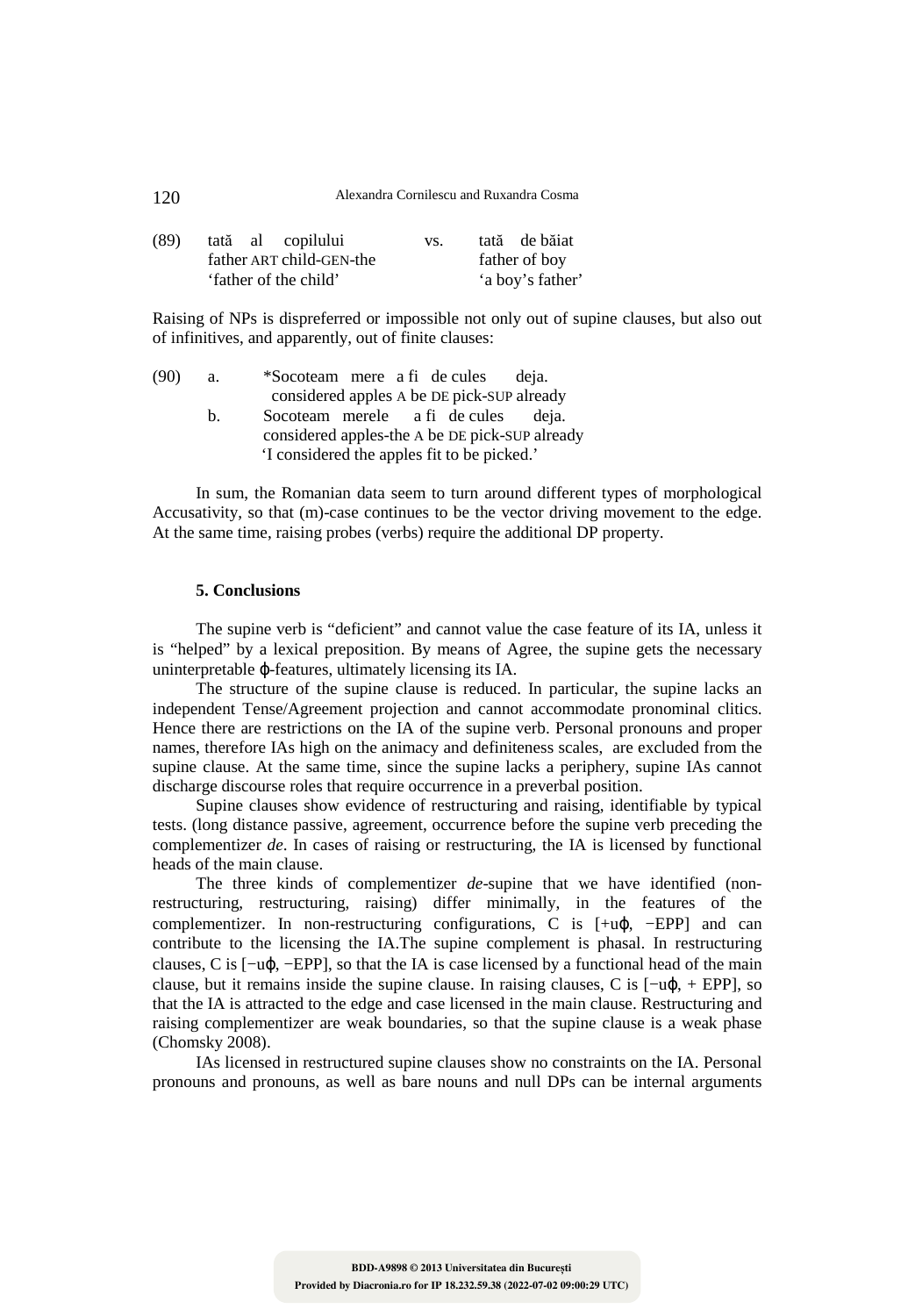(89) tată al copilului vs. tată de băiat
father ART child-GEN-the father of boy
'father of the child' 'a boy's father'

Raising of NPs is dispreferred or impossible not only out of supine clauses, but also out of infinitives, and apparently, out of finite clauses:

(90) a. *Socoteam mere a fi de cules deja.
considered apples A be DE pick-SUP already
b. Socoteam merele a fi de cules deja.
considered apples-the A be DE pick-SUP already
'I considered the apples fit to be picked.'

In sum, the Romanian data seem to turn around different types of morphological Accusativity, so that (m)-case continues to be the vector driving movement to the edge. At the same time, raising probes (verbs) require the additional DP property.

## 5. Conclusions

The supine verb is "deficient" and cannot value the case feature of its IA, unless it is "helped" by a lexical preposition. By means of Agree, the supine gets the necessary uninterpretable $\varphi$-features, ultimately licensing its IA.

The structure of the supine clause is reduced. In particular, the supine lacks an independent Tense/Agreement projection and cannot accommodate pronominal clitics. Hence there are restrictions on the IA of the supine verb. Personal pronouns and proper names, therefore IAs high on the animacy and definiteness scales, are excluded from the supine clause. At the same time, since the supine lacks a periphery, supine IAs cannot discharge discourse roles that require occurrence in a preverbal position.

Supine clauses show evidence of restructuring and raising, identifiable by typical tests. (long distance passive, agreement, occurrence before the supine verb preceding the complementizer *de*. In cases of raising or restructuring, the IA is licensed by functional heads of the main clause.

The three kinds of complementizer *de*-supine that we have identified (non-restructuring, restructuring, raising) differ minimally, in the features of the complementizer. In non-restructuring configurations, C is [+u$\varphi$, −EPP] and can contribute to the licensing the IA.The supine complement is phasal. In restructuring clauses, C is [−u$\varphi$, −EPP], so that the IA is case licensed by a functional head of the main clause, but it remains inside the supine clause. In raising clauses, C is [−u$\varphi$, + EPP], so that the IA is attracted to the edge and case licensed in the main clause. Restructuring and raising complementizer are weak boundaries, so that the supine clause is a weak phase (Chomsky 2008).

IAs licensed in restructured supine clauses show no constraints on the IA. Personal pronouns and pronouns, as well as bare nouns and null DPs can be internal arguments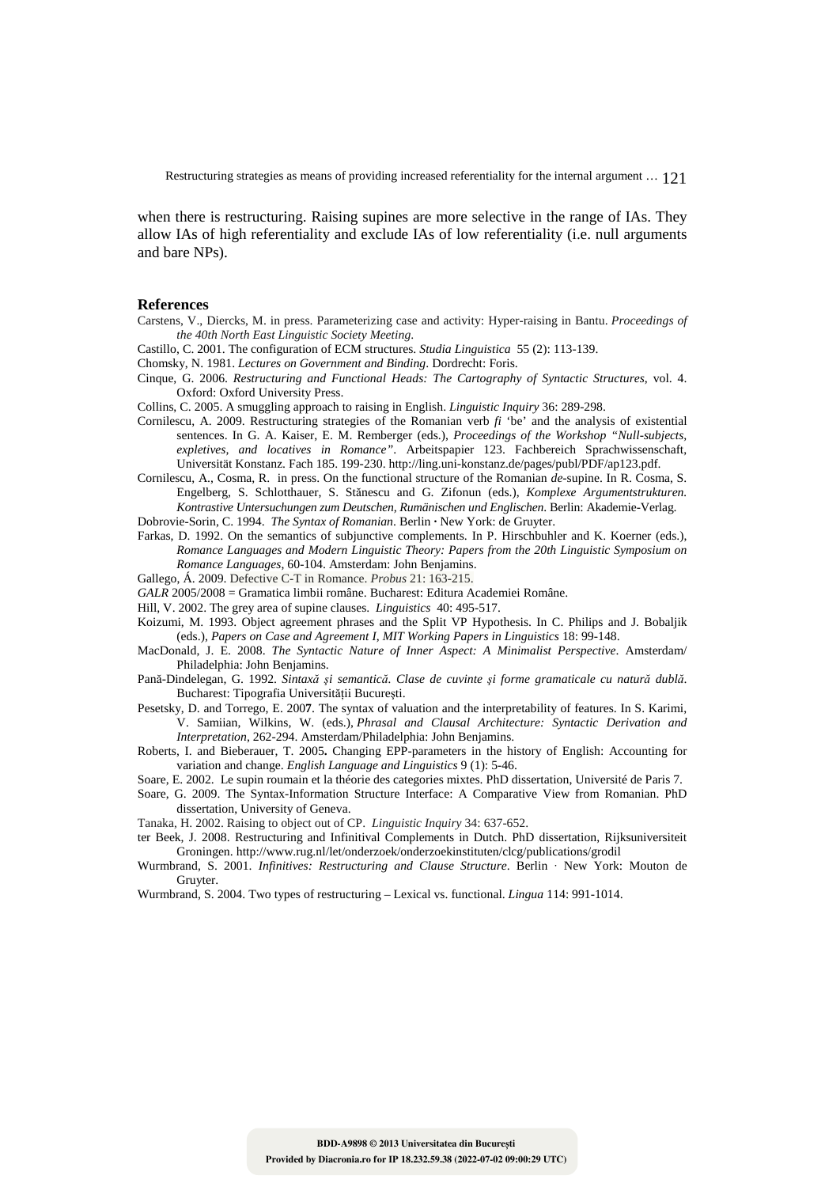when there is restructuring. Raising supines are more selective in the range of IAs. They allow IAs of high referentiality and exclude IAs of low referentiality (i.e. null arguments and bare NPs).

## References

Carstens, V., Diercks, M. in press. Parameterizing case and activity: Hyper-raising in Bantu. *Proceedings of the 40th North East Linguistic Society Meeting*.

Castillo, C. 2001. The configuration of ECM structures. *Studia Linguistica* 55 (2): 113-139.

Chomsky, N. 1981. *Lectures on Government and Binding*. Dordrecht: Foris.

Cinque, G. 2006. *Restructuring and Functional Heads: The Cartography of Syntactic Structures*, vol. 4. Oxford: Oxford University Press.

Collins, C. 2005. A smuggling approach to raising in English. *Linguistic Inquiry* 36: 289-298.

Cornilescu, A. 2009. Restructuring strategies of the Romanian verb *fi* 'be' and the analysis of existential sentences. In G. A. Kaiser, E. M. Remberger (eds.), *Proceedings of the Workshop "Null-subjects, expletives, and locatives in Romance"*. Arbeitspapier 123. Fachbereich Sprachwissenschaft, Universität Konstanz. Fach 185. 199-230. http://ling.uni-konstanz.de/pages/publ/PDF/ap123.pdf.

Cornilescu, A., Cosma, R. in press. On the functional structure of the Romanian *de*-supine. In R. Cosma, S. Engelberg, S. Schlotthauer, S. Stănescu and G. Zifonun (eds.), *Komplexe Argumentstrukturen. Kontrastive Untersuchungen zum Deutschen, Rumänischen und Englischen*. Berlin: Akademie-Verlag.

Dobrovie-Sorin, C. 1994. *The Syntax of Romanian*. Berlin · New York: de Gruyter.

Farkas, D. 1992. On the semantics of subjunctive complements. In P. Hirschbuhler and K. Koerner (eds.), *Romance Languages and Modern Linguistic Theory: Papers from the 20th Linguistic Symposium on Romance Languages*, 60-104. Amsterdam: John Benjamins.

Gallego, Á. 2009. Defective C-T in Romance. *Probus* 21: 163-215.

*GALR* 2005/2008 = Gramatica limbii române. Bucharest: Editura Academiei Române.

Hill, V. 2002. The grey area of supine clauses. *Linguistics* 40: 495-517.

Koizumi, M. 1993. Object agreement phrases and the Split VP Hypothesis. In C. Philips and J. Bobaljik (eds.), *Papers on Case and Agreement I, MIT Working Papers in Linguistics* 18: 99-148.

MacDonald, J. E. 2008. *The Syntactic Nature of Inner Aspect: A Minimalist Perspective*. Amsterdam/ Philadelphia: John Benjamins.

Pană-Dindelegan, G. 1992. *Sintaxă şi semantică. Clase de cuvinte şi forme gramaticale cu natură dublă*. Bucharest: Tipografia Universităţii Bucureşti.

Pesetsky, D. and Torrego, E. 2007. The syntax of valuation and the interpretability of features. In S. Karimi, V. Samiian, Wilkins, W. (eds.), *Phrasal and Clausal Architecture: Syntactic Derivation and Interpretation*, 262-294. Amsterdam/Philadelphia: John Benjamins.

Roberts, I. and Bieberauer, T. 2005. Changing EPP-parameters in the history of English: Accounting for variation and change. *English Language and Linguistics* 9 (1): 5-46.

Soare, E. 2002. Le supin roumain et la théorie des categories mixtes. PhD dissertation, Université de Paris 7.

Soare, G. 2009. The Syntax-Information Structure Interface: A Comparative View from Romanian. PhD dissertation, University of Geneva.

Tanaka, H. 2002. Raising to object out of CP. *Linguistic Inquiry* 34: 637-652.

ter Beek, J. 2008. Restructuring and Infinitival Complements in Dutch. PhD dissertation, Rijksuniversiteit Groningen. http://www.rug.nl/let/onderzoek/onderzoekinstituten/clcg/publications/grodil

Wurmbrand, S. 2001. *Infinitives: Restructuring and Clause Structure*. Berlin · New York: Mouton de Gruyter.

Wurmbrand, S. 2004. Two types of restructuring – Lexical vs. functional. *Lingua* 114: 991-1014.